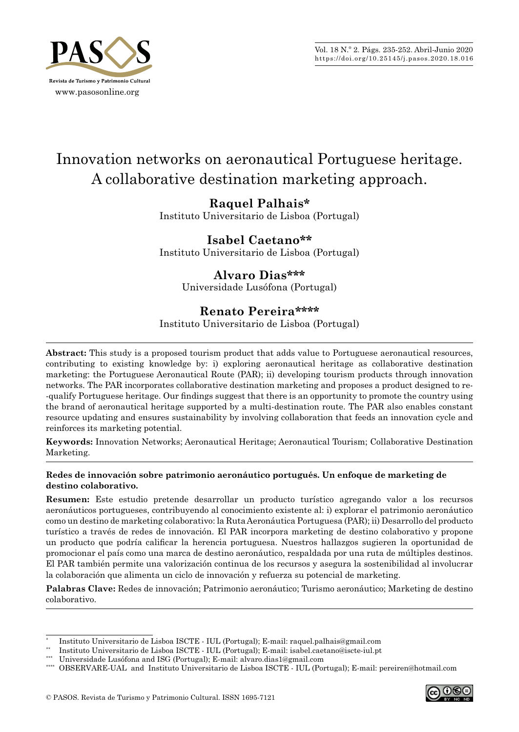# Innovation networks on aeronautical Portuguese heritage. A collaborative destination marketing approach.

**Raquel Palhais***
Instituto Universitario de Lisboa (Portugal)

**Isabel Caetano****
Instituto Universitario de Lisboa (Portugal)

**Alvaro Dias*****
Universidade Lusófona (Portugal)

**Renato Pereira******
Instituto Universitario de Lisboa (Portugal)

---

**Abstract:** This study is a proposed tourism product that adds value to Portuguese aeronautical resources, contributing to existing knowledge by: i) exploring aeronautical heritage as collaborative destination marketing: the Portuguese Aeronautical Route (PAR); ii) developing tourism products through innovation networks. The PAR incorporates collaborative destination marketing and proposes a product designed to re-qualify Portuguese heritage. Our findings suggest that there is an opportunity to promote the country using the brand of aeronautical heritage supported by a multi-destination route. The PAR also enables constant resource updating and ensures sustainability by involving collaboration that feeds an innovation cycle and reinforces its marketing potential.

**Keywords:** Innovation Networks; Aeronautical Heritage; Aeronautical Tourism; Collaborative Destination Marketing.

---

**Redes de innovación sobre patrimonio aeronáutico portugués. Un enfoque de marketing de destino colaborativo.**

**Resumen:** Este estudio pretende desarrollar un producto turístico agregando valor a los recursos aeronáuticos portugueses, contribuyendo al conocimiento existente al: i) explorar el patrimonio aeronáutico como un destino de marketing colaborativo: la Ruta Aeronáutica Portuguesa (PAR); ii) Desarrollo del producto turístico a través de redes de innovación. El PAR incorpora marketing de destino colaborativo y propone un producto que podría calificar la herencia portuguesa. Nuestros hallazgos sugieren la oportunidad de promocionar el país como una marca de destino aeronáutico, respaldada por una ruta de múltiples destinos. El PAR también permite una valorización continua de los recursos y asegura la sostenibilidad al involucrar la colaboración que alimenta un ciclo de innovación y refuerza su potencial de marketing.

**Palabras Clave:** Redes de innovación; Patrimonio aeronáutico; Turismo aeronáutico; Marketing de destino colaborativo.

---

\* Instituto Universitario de Lisboa ISCTE - IUL (Portugal); E-mail: raquel.palhais@gmail.com

\*\* Instituto Universitario de Lisboa ISCTE - IUL (Portugal); E-mail: isabel.caetano@iscte-iul.pt

\*\*\* Universidade Lusófona and ISG (Portugal); E-mail: alvaro.dias1@gmail.com

\*\*\*\* OBSERVARE-UAL and Instituto Universitario de Lisboa ISCTE - IUL (Portugal); E-mail: pereiren@hotmail.com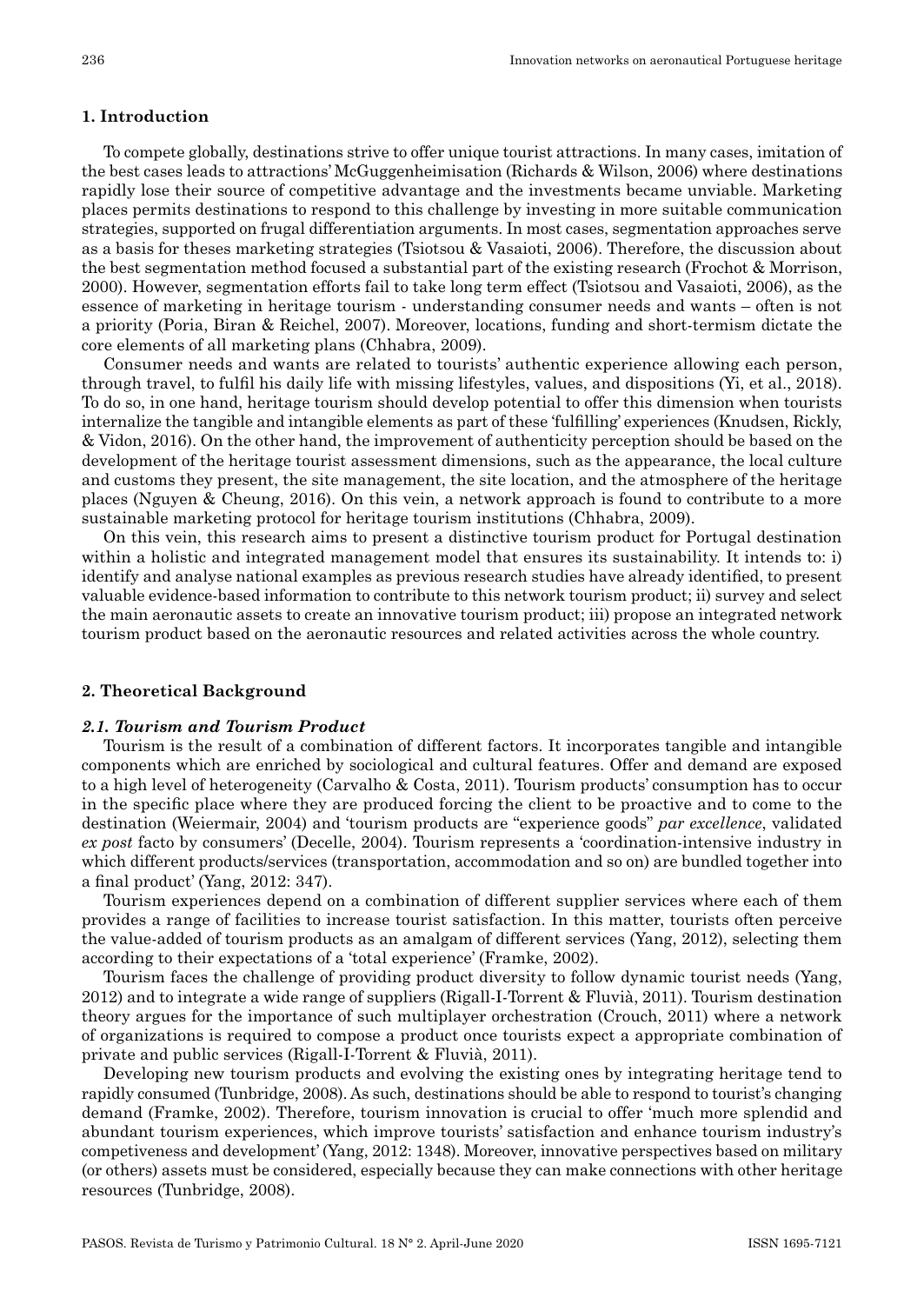## 1. Introduction

To compete globally, destinations strive to offer unique tourist attractions. In many cases, imitation of the best cases leads to attractions' McGuggenheimisation (Richards & Wilson, 2006) where destinations rapidly lose their source of competitive advantage and the investments became unviable. Marketing places permits destinations to respond to this challenge by investing in more suitable communication strategies, supported on frugal differentiation arguments. In most cases, segmentation approaches serve as a basis for theses marketing strategies (Tsiotsou & Vasaioti, 2006). Therefore, the discussion about the best segmentation method focused a substantial part of the existing research (Frochot & Morrison, 2000). However, segmentation efforts fail to take long term effect (Tsiotsou and Vasaioti, 2006), as the essence of marketing in heritage tourism - understanding consumer needs and wants – often is not a priority (Poria, Biran & Reichel, 2007). Moreover, locations, funding and short-termism dictate the core elements of all marketing plans (Chhabra, 2009).

Consumer needs and wants are related to tourists' authentic experience allowing each person, through travel, to fulfil his daily life with missing lifestyles, values, and dispositions (Yi, et al., 2018). To do so, in one hand, heritage tourism should develop potential to offer this dimension when tourists internalize the tangible and intangible elements as part of these 'fulfilling' experiences (Knudsen, Rickly, & Vidon, 2016). On the other hand, the improvement of authenticity perception should be based on the development of the heritage tourist assessment dimensions, such as the appearance, the local culture and customs they present, the site management, the site location, and the atmosphere of the heritage places (Nguyen & Cheung, 2016). On this vein, a network approach is found to contribute to a more sustainable marketing protocol for heritage tourism institutions (Chhabra, 2009).

On this vein, this research aims to present a distinctive tourism product for Portugal destination within a holistic and integrated management model that ensures its sustainability. It intends to: i) identify and analyse national examples as previous research studies have already identified, to present valuable evidence-based information to contribute to this network tourism product; ii) survey and select the main aeronautic assets to create an innovative tourism product; iii) propose an integrated network tourism product based on the aeronautic resources and related activities across the whole country.

## 2. Theoretical Background

### *2.1. Tourism and Tourism Product*

Tourism is the result of a combination of different factors. It incorporates tangible and intangible components which are enriched by sociological and cultural features. Offer and demand are exposed to a high level of heterogeneity (Carvalho & Costa, 2011). Tourism products' consumption has to occur in the specific place where they are produced forcing the client to be proactive and to come to the destination (Weiermair, 2004) and 'tourism products are "experience goods" *par excellence*, validated *ex post* facto by consumers' (Decelle, 2004). Tourism represents a 'coordination-intensive industry in which different products/services (transportation, accommodation and so on) are bundled together into a final product' (Yang, 2012: 347).

Tourism experiences depend on a combination of different supplier services where each of them provides a range of facilities to increase tourist satisfaction. In this matter, tourists often perceive the value-added of tourism products as an amalgam of different services (Yang, 2012), selecting them according to their expectations of a 'total experience' (Framke, 2002).

Tourism faces the challenge of providing product diversity to follow dynamic tourist needs (Yang, 2012) and to integrate a wide range of suppliers (Rigall-I-Torrent & Fluvià, 2011). Tourism destination theory argues for the importance of such multiplayer orchestration (Crouch, 2011) where a network of organizations is required to compose a product once tourists expect a appropriate combination of private and public services (Rigall-I-Torrent & Fluvià, 2011).

Developing new tourism products and evolving the existing ones by integrating heritage tend to rapidly consumed (Tunbridge, 2008). As such, destinations should be able to respond to tourist's changing demand (Framke, 2002). Therefore, tourism innovation is crucial to offer 'much more splendid and abundant tourism experiences, which improve tourists' satisfaction and enhance tourism industry's competiveness and development' (Yang, 2012: 1348). Moreover, innovative perspectives based on military (or others) assets must be considered, especially because they can make connections with other heritage resources (Tunbridge, 2008).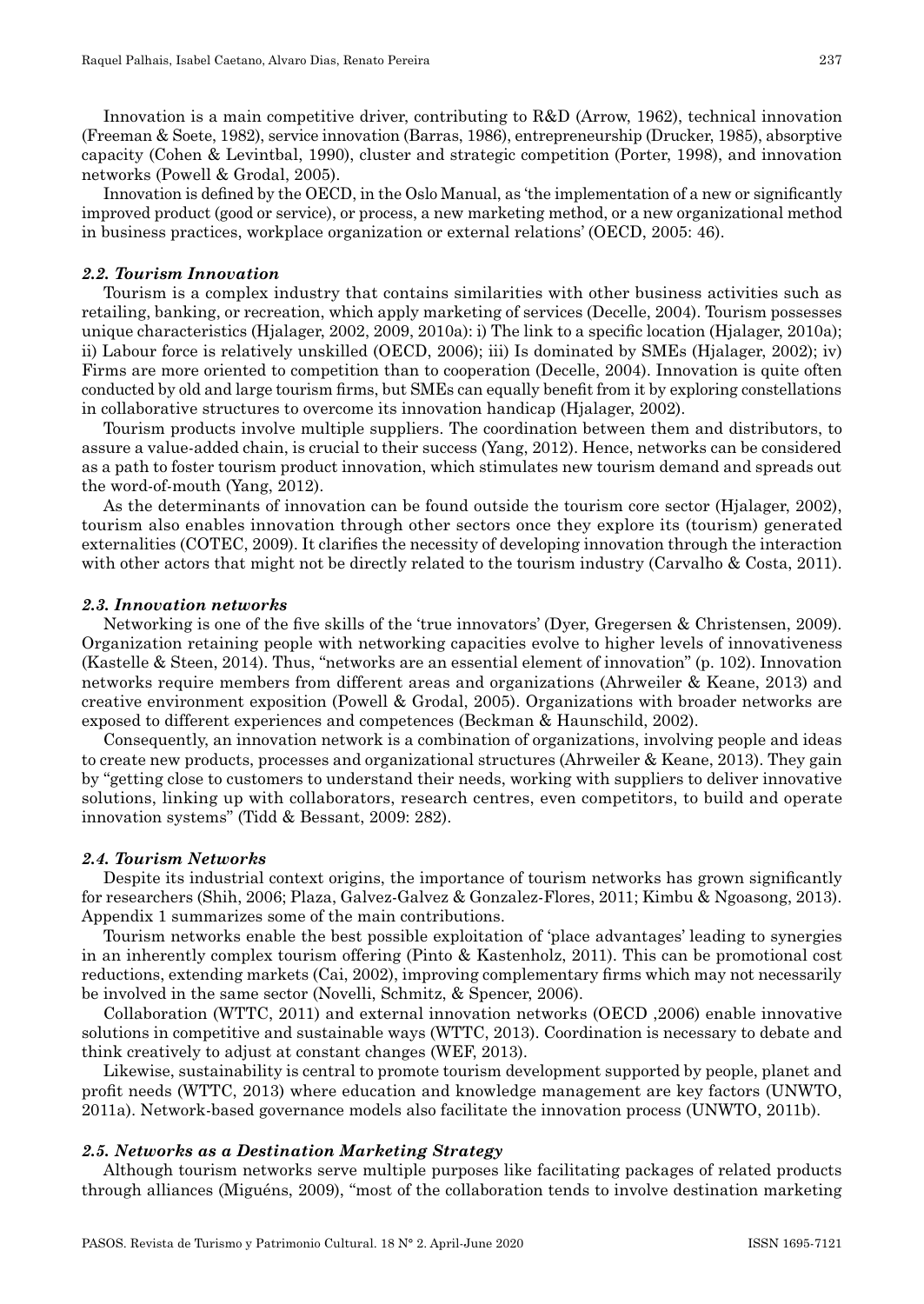Innovation is a main competitive driver, contributing to R&D (Arrow, 1962), technical innovation (Freeman & Soete, 1982), service innovation (Barras, 1986), entrepreneurship (Drucker, 1985), absorptive capacity (Cohen & Levintbal, 1990), cluster and strategic competition (Porter, 1998), and innovation networks (Powell & Grodal, 2005).

Innovation is defined by the OECD, in the Oslo Manual, as 'the implementation of a new or significantly improved product (good or service), or process, a new marketing method, or a new organizational method in business practices, workplace organization or external relations' (OECD, 2005: 46).

### *2.2. Tourism Innovation*

Tourism is a complex industry that contains similarities with other business activities such as retailing, banking, or recreation, which apply marketing of services (Decelle, 2004). Tourism possesses unique characteristics (Hjalager, 2002, 2009, 2010a): i) The link to a specific location (Hjalager, 2010a); ii) Labour force is relatively unskilled (OECD, 2006); iii) Is dominated by SMEs (Hjalager, 2002); iv) Firms are more oriented to competition than to cooperation (Decelle, 2004). Innovation is quite often conducted by old and large tourism firms, but SMEs can equally benefit from it by exploring constellations in collaborative structures to overcome its innovation handicap (Hjalager, 2002).

Tourism products involve multiple suppliers. The coordination between them and distributors, to assure a value-added chain, is crucial to their success (Yang, 2012). Hence, networks can be considered as a path to foster tourism product innovation, which stimulates new tourism demand and spreads out the word-of-mouth (Yang, 2012).

As the determinants of innovation can be found outside the tourism core sector (Hjalager, 2002), tourism also enables innovation through other sectors once they explore its (tourism) generated externalities (COTEC, 2009). It clarifies the necessity of developing innovation through the interaction with other actors that might not be directly related to the tourism industry (Carvalho & Costa, 2011).

### *2.3. Innovation networks*

Networking is one of the five skills of the 'true innovators' (Dyer, Gregersen & Christensen, 2009). Organization retaining people with networking capacities evolve to higher levels of innovativeness (Kastelle & Steen, 2014). Thus, "networks are an essential element of innovation" (p. 102). Innovation networks require members from different areas and organizations (Ahrweiler & Keane, 2013) and creative environment exposition (Powell & Grodal, 2005). Organizations with broader networks are exposed to different experiences and competences (Beckman & Haunschild, 2002).

Consequently, an innovation network is a combination of organizations, involving people and ideas to create new products, processes and organizational structures (Ahrweiler & Keane, 2013). They gain by "getting close to customers to understand their needs, working with suppliers to deliver innovative solutions, linking up with collaborators, research centres, even competitors, to build and operate innovation systems" (Tidd & Bessant, 2009: 282).

### *2.4. Tourism Networks*

Despite its industrial context origins, the importance of tourism networks has grown significantly for researchers (Shih, 2006; Plaza, Galvez-Galvez & Gonzalez-Flores, 2011; Kimbu & Ngoasong, 2013). Appendix 1 summarizes some of the main contributions.

Tourism networks enable the best possible exploitation of 'place advantages' leading to synergies in an inherently complex tourism offering (Pinto & Kastenholz, 2011). This can be promotional cost reductions, extending markets (Cai, 2002), improving complementary firms which may not necessarily be involved in the same sector (Novelli, Schmitz, & Spencer, 2006).

Collaboration (WTTC, 2011) and external innovation networks (OECD ,2006) enable innovative solutions in competitive and sustainable ways (WTTC, 2013). Coordination is necessary to debate and think creatively to adjust at constant changes (WEF, 2013).

Likewise, sustainability is central to promote tourism development supported by people, planet and profit needs (WTTC, 2013) where education and knowledge management are key factors (UNWTO, 2011a). Network-based governance models also facilitate the innovation process (UNWTO, 2011b).

### *2.5. Networks as a Destination Marketing Strategy*

Although tourism networks serve multiple purposes like facilitating packages of related products through alliances (Miguéns, 2009), "most of the collaboration tends to involve destination marketing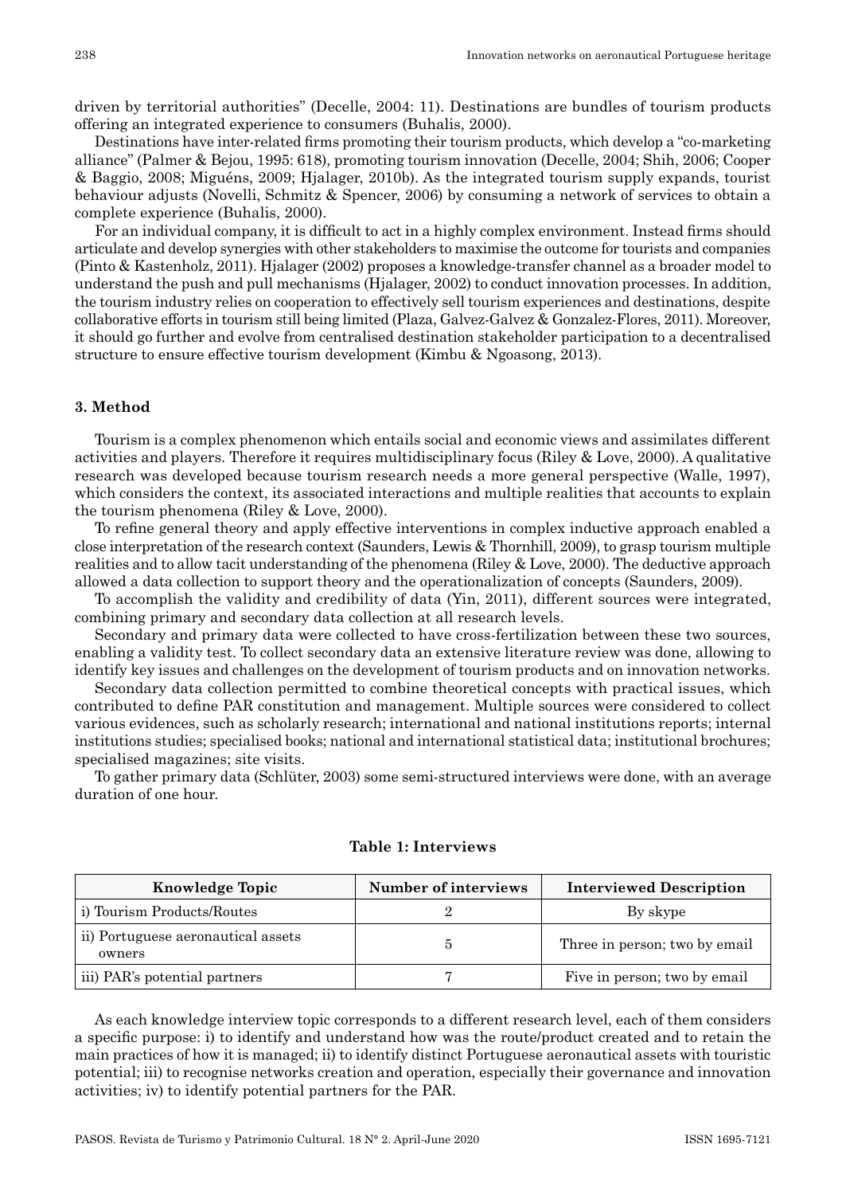driven by territorial authorities" (Decelle, 2004: 11). Destinations are bundles of tourism products offering an integrated experience to consumers (Buhalis, 2000).

Destinations have inter-related firms promoting their tourism products, which develop a "co-marketing alliance" (Palmer & Bejou, 1995: 618), promoting tourism innovation (Decelle, 2004; Shih, 2006; Cooper & Baggio, 2008; Miguéns, 2009; Hjalager, 2010b). As the integrated tourism supply expands, tourist behaviour adjusts (Novelli, Schmitz & Spencer, 2006) by consuming a network of services to obtain a complete experience (Buhalis, 2000).

For an individual company, it is difficult to act in a highly complex environment. Instead firms should articulate and develop synergies with other stakeholders to maximise the outcome for tourists and companies (Pinto & Kastenholz, 2011). Hjalager (2002) proposes a knowledge-transfer channel as a broader model to understand the push and pull mechanisms (Hjalager, 2002) to conduct innovation processes. In addition, the tourism industry relies on cooperation to effectively sell tourism experiences and destinations, despite collaborative efforts in tourism still being limited (Plaza, Galvez-Galvez & Gonzalez-Flores, 2011). Moreover, it should go further and evolve from centralised destination stakeholder participation to a decentralised structure to ensure effective tourism development (Kimbu & Ngoasong, 2013).

## 3. Method

Tourism is a complex phenomenon which entails social and economic views and assimilates different activities and players. Therefore it requires multidisciplinary focus (Riley & Love, 2000). A qualitative research was developed because tourism research needs a more general perspective (Walle, 1997), which considers the context, its associated interactions and multiple realities that accounts to explain the tourism phenomena (Riley & Love, 2000).

To refine general theory and apply effective interventions in complex inductive approach enabled a close interpretation of the research context (Saunders, Lewis & Thornhill, 2009), to grasp tourism multiple realities and to allow tacit understanding of the phenomena (Riley & Love, 2000). The deductive approach allowed a data collection to support theory and the operationalization of concepts (Saunders, 2009).

To accomplish the validity and credibility of data (Yin, 2011), different sources were integrated, combining primary and secondary data collection at all research levels.

Secondary and primary data were collected to have cross-fertilization between these two sources, enabling a validity test. To collect secondary data an extensive literature review was done, allowing to identify key issues and challenges on the development of tourism products and on innovation networks.

Secondary data collection permitted to combine theoretical concepts with practical issues, which contributed to define PAR constitution and management. Multiple sources were considered to collect various evidences, such as scholarly research; international and national institutions reports; internal institutions studies; specialised books; national and international statistical data; institutional brochures; specialised magazines; site visits.

To gather primary data (Schlüter, 2003) some semi-structured interviews were done, with an average duration of one hour.

**Table 1: Interviews**

| Knowledge Topic | Number of interviews | Interviewed Description |
|---|---|---|
| i) Tourism Products/Routes | 2 | By skype |
| ii) Portuguese aeronautical assets owners | 5 | Three in person; two by email |
| iii) PAR's potential partners | 7 | Five in person; two by email |

As each knowledge interview topic corresponds to a different research level, each of them considers a specific purpose: i) to identify and understand how was the route/product created and to retain the main practices of how it is managed; ii) to identify distinct Portuguese aeronautical assets with touristic potential; iii) to recognise networks creation and operation, especially their governance and innovation activities; iv) to identify potential partners for the PAR.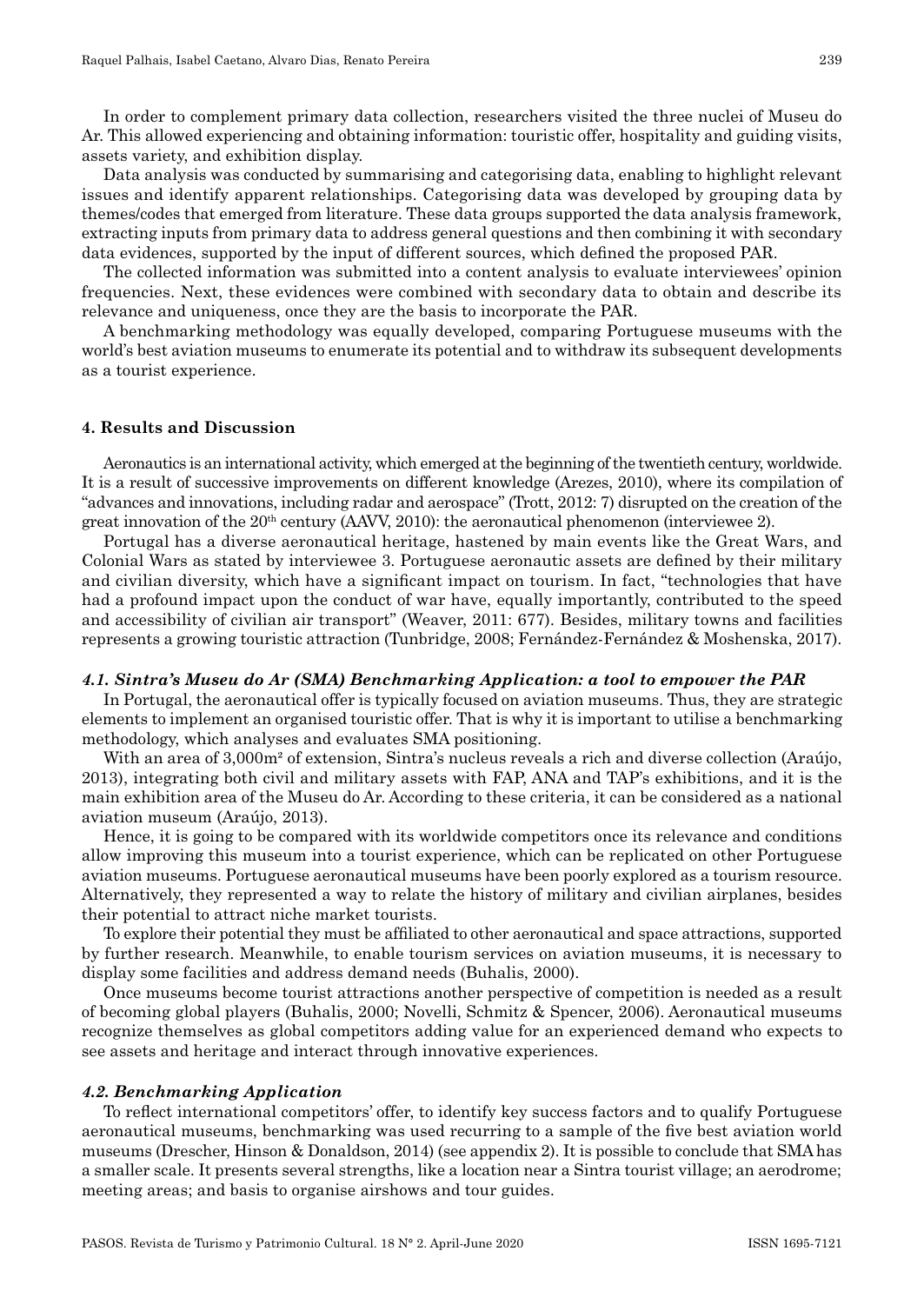In order to complement primary data collection, researchers visited the three nuclei of Museu do Ar. This allowed experiencing and obtaining information: touristic offer, hospitality and guiding visits, assets variety, and exhibition display.

Data analysis was conducted by summarising and categorising data, enabling to highlight relevant issues and identify apparent relationships. Categorising data was developed by grouping data by themes/codes that emerged from literature. These data groups supported the data analysis framework, extracting inputs from primary data to address general questions and then combining it with secondary data evidences, supported by the input of different sources, which defined the proposed PAR.

The collected information was submitted into a content analysis to evaluate interviewees' opinion frequencies. Next, these evidences were combined with secondary data to obtain and describe its relevance and uniqueness, once they are the basis to incorporate the PAR.

A benchmarking methodology was equally developed, comparing Portuguese museums with the world's best aviation museums to enumerate its potential and to withdraw its subsequent developments as a tourist experience.

## 4. Results and Discussion

Aeronautics is an international activity, which emerged at the beginning of the twentieth century, worldwide. It is a result of successive improvements on different knowledge (Arezes, 2010), where its compilation of "advances and innovations, including radar and aerospace" (Trott, 2012: 7) disrupted on the creation of the great innovation of the 20th century (AAVV, 2010): the aeronautical phenomenon (interviewee 2).

Portugal has a diverse aeronautical heritage, hastened by main events like the Great Wars, and Colonial Wars as stated by interviewee 3. Portuguese aeronautic assets are defined by their military and civilian diversity, which have a significant impact on tourism. In fact, "technologies that have had a profound impact upon the conduct of war have, equally importantly, contributed to the speed and accessibility of civilian air transport" (Weaver, 2011: 677). Besides, military towns and facilities represents a growing touristic attraction (Tunbridge, 2008; Fernández-Fernández & Moshenska, 2017).

### *4.1. Sintra's Museu do Ar (SMA) Benchmarking Application: a tool to empower the PAR*

In Portugal, the aeronautical offer is typically focused on aviation museums. Thus, they are strategic elements to implement an organised touristic offer. That is why it is important to utilise a benchmarking methodology, which analyses and evaluates SMA positioning.

With an area of 3,000m² of extension, Sintra's nucleus reveals a rich and diverse collection (Araújo, 2013), integrating both civil and military assets with FAP, ANA and TAP's exhibitions, and it is the main exhibition area of the Museu do Ar. According to these criteria, it can be considered as a national aviation museum (Araújo, 2013).

Hence, it is going to be compared with its worldwide competitors once its relevance and conditions allow improving this museum into a tourist experience, which can be replicated on other Portuguese aviation museums. Portuguese aeronautical museums have been poorly explored as a tourism resource. Alternatively, they represented a way to relate the history of military and civilian airplanes, besides their potential to attract niche market tourists.

To explore their potential they must be affiliated to other aeronautical and space attractions, supported by further research. Meanwhile, to enable tourism services on aviation museums, it is necessary to display some facilities and address demand needs (Buhalis, 2000).

Once museums become tourist attractions another perspective of competition is needed as a result of becoming global players (Buhalis, 2000; Novelli, Schmitz & Spencer, 2006). Aeronautical museums recognize themselves as global competitors adding value for an experienced demand who expects to see assets and heritage and interact through innovative experiences.

### *4.2. Benchmarking Application*

To reflect international competitors' offer, to identify key success factors and to qualify Portuguese aeronautical museums, benchmarking was used recurring to a sample of the five best aviation world museums (Drescher, Hinson & Donaldson, 2014) (see appendix 2). It is possible to conclude that SMA has a smaller scale. It presents several strengths, like a location near a Sintra tourist village; an aerodrome; meeting areas; and basis to organise airshows and tour guides.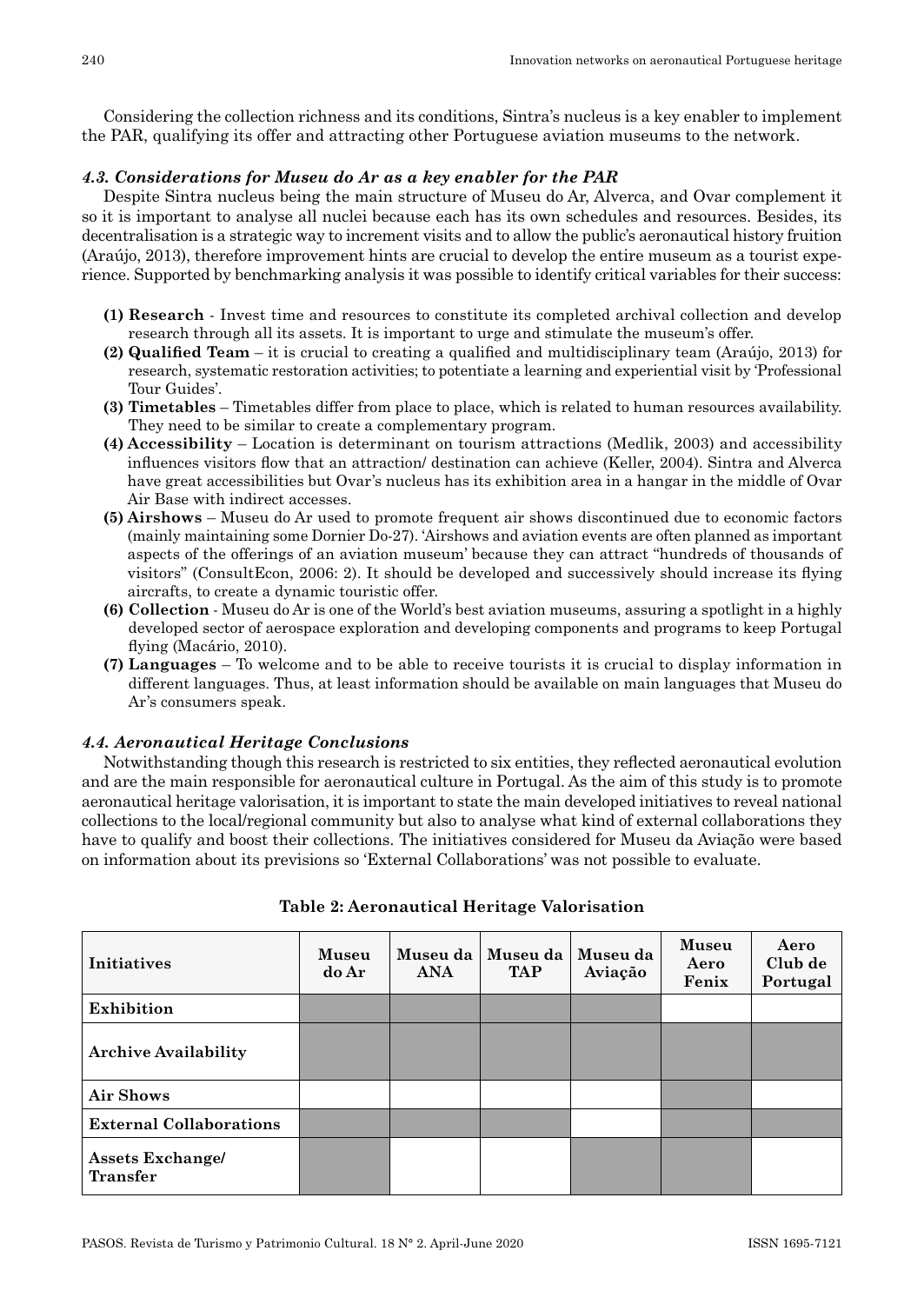Considering the collection richness and its conditions, Sintra's nucleus is a key enabler to implement the PAR, qualifying its offer and attracting other Portuguese aviation museums to the network.

#### *4.3. Considerations for Museu do Ar as a key enabler for the PAR*

Despite Sintra nucleus being the main structure of Museu do Ar, Alverca, and Ovar complement it so it is important to analyse all nuclei because each has its own schedules and resources. Besides, its decentralisation is a strategic way to increment visits and to allow the public's aeronautical history fruition (Araújo, 2013), therefore improvement hints are crucial to develop the entire museum as a tourist experience. Supported by benchmarking analysis it was possible to identify critical variables for their success:

- **(1) Research** - Invest time and resources to constitute its completed archival collection and develop research through all its assets. It is important to urge and stimulate the museum's offer.
- **(2) Qualified Team** – it is crucial to creating a qualified and multidisciplinary team (Araújo, 2013) for research, systematic restoration activities; to potentiate a learning and experiential visit by 'Professional Tour Guides'.
- **(3) Timetables** – Timetables differ from place to place, which is related to human resources availability. They need to be similar to create a complementary program.
- **(4) Accessibility** – Location is determinant on tourism attractions (Medlik, 2003) and accessibility influences visitors flow that an attraction/ destination can achieve (Keller, 2004). Sintra and Alverca have great accessibilities but Ovar's nucleus has its exhibition area in a hangar in the middle of Ovar Air Base with indirect accesses.
- **(5) Airshows** – Museu do Ar used to promote frequent air shows discontinued due to economic factors (mainly maintaining some Dornier Do-27). 'Airshows and aviation events are often planned as important aspects of the offerings of an aviation museum' because they can attract "hundreds of thousands of visitors" (ConsultEcon, 2006: 2). It should be developed and successively should increase its flying aircrafts, to create a dynamic touristic offer.
- **(6) Collection** - Museu do Ar is one of the World's best aviation museums, assuring a spotlight in a highly developed sector of aerospace exploration and developing components and programs to keep Portugal flying (Macário, 2010).
- **(7) Languages** – To welcome and to be able to receive tourists it is crucial to display information in different languages. Thus, at least information should be available on main languages that Museu do Ar's consumers speak.

#### *4.4. Aeronautical Heritage Conclusions*

Notwithstanding though this research is restricted to six entities, they reflected aeronautical evolution and are the main responsible for aeronautical culture in Portugal. As the aim of this study is to promote aeronautical heritage valorisation, it is important to state the main developed initiatives to reveal national collections to the local/regional community but also to analyse what kind of external collaborations they have to qualify and boost their collections. The initiatives considered for Museu da Aviação were based on information about its previsions so 'External Collaborations' was not possible to evaluate.

**Table 2: Aeronautical Heritage Valorisation**

| Initiatives | Museu do Ar | Museu da ANA | Museu da TAP | Museu da Aviação | Museu Aero Fenix | Aero Club de Portugal |
|---|---|---|---|---|---|---|
| **Exhibition** | ■ | ■ | ■ | ■ | | |
| **Archive Availability** | ■ | ■ | ■ | ■ | ■ | ■ |
| **Air Shows** | | | | | ■ | |
| **External Collaborations** | ■ | ■ | ■ | | ■ | ■ |
| **Assets Exchange/ Transfer** | ■ | | | ■ | ■ | |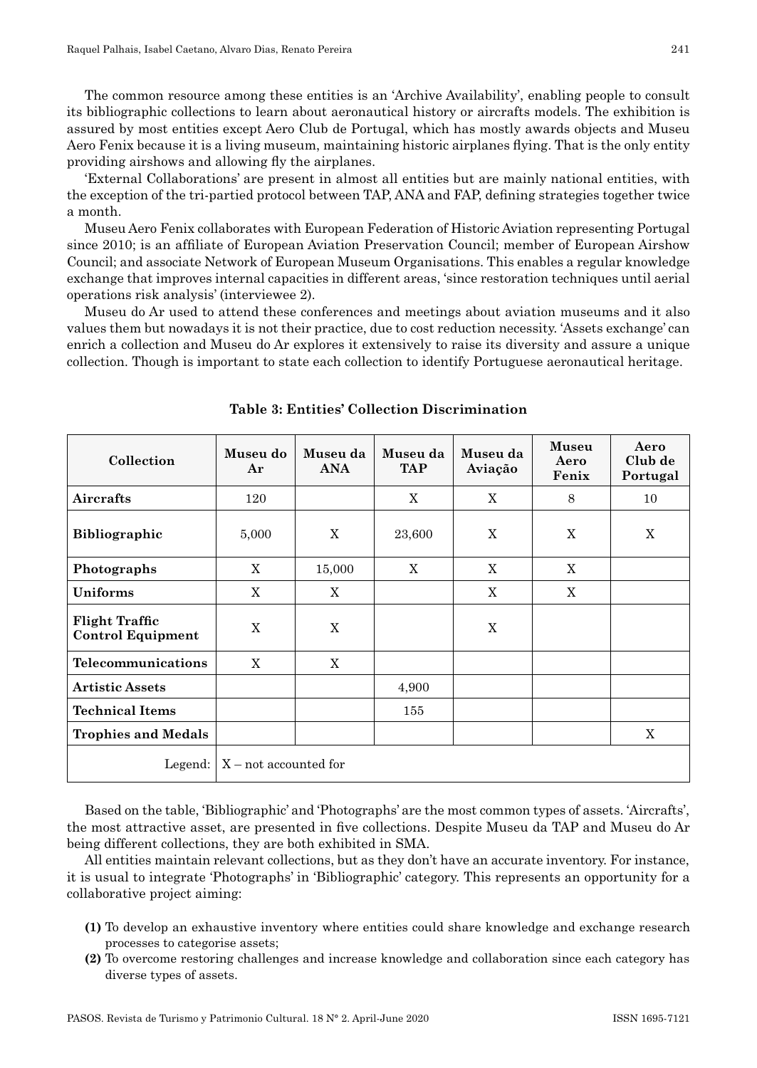The common resource among these entities is an 'Archive Availability', enabling people to consult its bibliographic collections to learn about aeronautical history or aircrafts models. The exhibition is assured by most entities except Aero Club de Portugal, which has mostly awards objects and Museu Aero Fenix because it is a living museum, maintaining historic airplanes flying. That is the only entity providing airshows and allowing fly the airplanes.

'External Collaborations' are present in almost all entities but are mainly national entities, with the exception of the tri-partied protocol between TAP, ANA and FAP, defining strategies together twice a month.

Museu Aero Fenix collaborates with European Federation of Historic Aviation representing Portugal since 2010; is an affiliate of European Aviation Preservation Council; member of European Airshow Council; and associate Network of European Museum Organisations. This enables a regular knowledge exchange that improves internal capacities in different areas, 'since restoration techniques until aerial operations risk analysis' (interviewee 2).

Museu do Ar used to attend these conferences and meetings about aviation museums and it also values them but nowadays it is not their practice, due to cost reduction necessity. 'Assets exchange' can enrich a collection and Museu do Ar explores it extensively to raise its diversity and assure a unique collection. Though is important to state each collection to identify Portuguese aeronautical heritage.

**Table 3: Entities' Collection Discrimination**

| Collection | Museu do Ar | Museu da ANA | Museu da TAP | Museu da Aviação | Museu Aero Fenix | Aero Club de Portugal |
|---|---|---|---|---|---|---|
| **Aircrafts** | 120 | | X | X | 8 | 10 |
| **Bibliographic** | 5,000 | X | 23,600 | X | X | X |
| **Photographs** | X | 15,000 | X | X | X | |
| **Uniforms** | X | X | | X | X | |
| **Flight Traffic Control Equipment** | X | X | | X | | |
| **Telecommunications** | X | X | | | | |
| **Artistic Assets** | | | 4,900 | | | |
| **Technical Items** | | | 155 | | | |
| **Trophies and Medals** | | | | | | X |
| Legend: | X – not accounted for | | | | | |

Based on the table, 'Bibliographic' and 'Photographs' are the most common types of assets. 'Aircrafts', the most attractive asset, are presented in five collections. Despite Museu da TAP and Museu do Ar being different collections, they are both exhibited in SMA.

All entities maintain relevant collections, but as they don't have an accurate inventory. For instance, it is usual to integrate 'Photographs' in 'Bibliographic' category. This represents an opportunity for a collaborative project aiming:

**(1)** To develop an exhaustive inventory where entities could share knowledge and exchange research processes to categorise assets;

**(2)** To overcome restoring challenges and increase knowledge and collaboration since each category has diverse types of assets.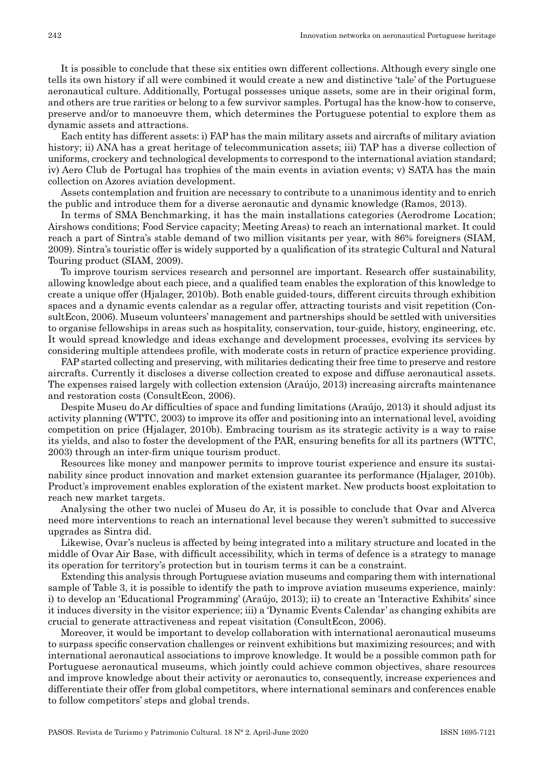It is possible to conclude that these six entities own different collections. Although every single one tells its own history if all were combined it would create a new and distinctive 'tale' of the Portuguese aeronautical culture. Additionally, Portugal possesses unique assets, some are in their original form, and others are true rarities or belong to a few survivor samples. Portugal has the know-how to conserve, preserve and/or to manoeuvre them, which determines the Portuguese potential to explore them as dynamic assets and attractions.

Each entity has different assets: i) FAP has the main military assets and aircrafts of military aviation history; ii) ANA has a great heritage of telecommunication assets; iii) TAP has a diverse collection of uniforms, crockery and technological developments to correspond to the international aviation standard; iv) Aero Club de Portugal has trophies of the main events in aviation events; v) SATA has the main collection on Azores aviation development.

Assets contemplation and fruition are necessary to contribute to a unanimous identity and to enrich the public and introduce them for a diverse aeronautic and dynamic knowledge (Ramos, 2013).

In terms of SMA Benchmarking, it has the main installations categories (Aerodrome Location; Airshows conditions; Food Service capacity; Meeting Areas) to reach an international market. It could reach a part of Sintra's stable demand of two million visitants per year, with 86% foreigners (SIAM, 2009). Sintra's touristic offer is widely supported by a qualification of its strategic Cultural and Natural Touring product (SIAM, 2009).

To improve tourism services research and personnel are important. Research offer sustainability, allowing knowledge about each piece, and a qualified team enables the exploration of this knowledge to create a unique offer (Hjalager, 2010b). Both enable guided-tours, different circuits through exhibition spaces and a dynamic events calendar as a regular offer, attracting tourists and visit repetition (ConsultEcon, 2006). Museum volunteers' management and partnerships should be settled with universities to organise fellowships in areas such as hospitality, conservation, tour-guide, history, engineering, etc. It would spread knowledge and ideas exchange and development processes, evolving its services by considering multiple attendees profile, with moderate costs in return of practice experience providing.

FAP started collecting and preserving, with militaries dedicating their free time to preserve and restore aircrafts. Currently it discloses a diverse collection created to expose and diffuse aeronautical assets. The expenses raised largely with collection extension (Araújo, 2013) increasing aircrafts maintenance and restoration costs (ConsultEcon, 2006).

Despite Museu do Ar difficulties of space and funding limitations (Araújo, 2013) it should adjust its activity planning (WTTC, 2003) to improve its offer and positioning into an international level, avoiding competition on price (Hjalager, 2010b). Embracing tourism as its strategic activity is a way to raise its yields, and also to foster the development of the PAR, ensuring benefits for all its partners (WTTC, 2003) through an inter-firm unique tourism product.

Resources like money and manpower permits to improve tourist experience and ensure its sustainability since product innovation and market extension guarantee its performance (Hjalager, 2010b). Product's improvement enables exploration of the existent market. New products boost exploitation to reach new market targets.

Analysing the other two nuclei of Museu do Ar, it is possible to conclude that Ovar and Alverca need more interventions to reach an international level because they weren't submitted to successive upgrades as Sintra did.

Likewise, Ovar's nucleus is affected by being integrated into a military structure and located in the middle of Ovar Air Base, with difficult accessibility, which in terms of defence is a strategy to manage its operation for territory's protection but in tourism terms it can be a constraint.

Extending this analysis through Portuguese aviation museums and comparing them with international sample of Table 3, it is possible to identify the path to improve aviation museums experience, mainly: i) to develop an 'Educational Programming' (Araújo, 2013); ii) to create an 'Interactive Exhibits' since it induces diversity in the visitor experience; iii) a 'Dynamic Events Calendar' as changing exhibits are crucial to generate attractiveness and repeat visitation (ConsultEcon, 2006).

Moreover, it would be important to develop collaboration with international aeronautical museums to surpass specific conservation challenges or reinvent exhibitions but maximizing resources; and with international aeronautical associations to improve knowledge. It would be a possible common path for Portuguese aeronautical museums, which jointly could achieve common objectives, share resources and improve knowledge about their activity or aeronautics to, consequently, increase experiences and differentiate their offer from global competitors, where international seminars and conferences enable to follow competitors' steps and global trends.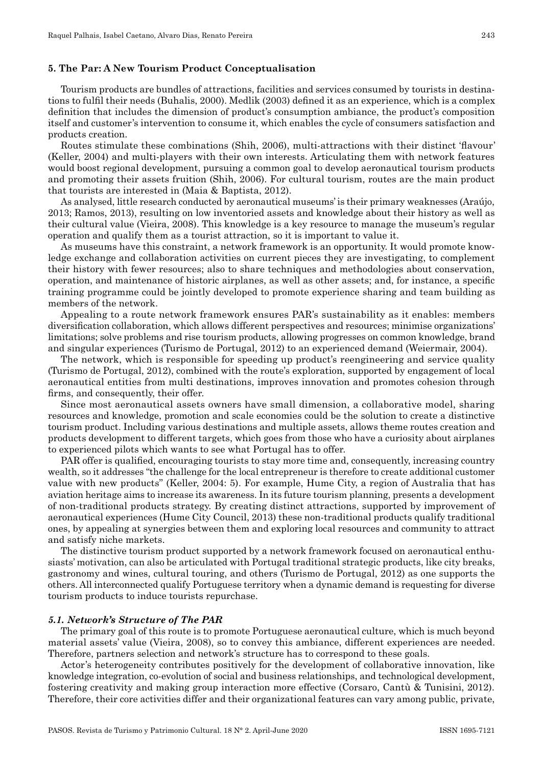## 5. The Par: A New Tourism Product Conceptualisation

Tourism products are bundles of attractions, facilities and services consumed by tourists in destinations to fulfil their needs (Buhalis, 2000). Medlik (2003) defined it as an experience, which is a complex definition that includes the dimension of product's consumption ambiance, the product's composition itself and customer's intervention to consume it, which enables the cycle of consumers satisfaction and products creation.

Routes stimulate these combinations (Shih, 2006), multi-attractions with their distinct 'flavour' (Keller, 2004) and multi-players with their own interests. Articulating them with network features would boost regional development, pursuing a common goal to develop aeronautical tourism products and promoting their assets fruition (Shih, 2006). For cultural tourism, routes are the main product that tourists are interested in (Maia & Baptista, 2012).

As analysed, little research conducted by aeronautical museums' is their primary weaknesses (Araújo, 2013; Ramos, 2013), resulting on low inventoried assets and knowledge about their history as well as their cultural value (Vieira, 2008). This knowledge is a key resource to manage the museum's regular operation and qualify them as a tourist attraction, so it is important to value it.

As museums have this constraint, a network framework is an opportunity. It would promote knowledge exchange and collaboration activities on current pieces they are investigating, to complement their history with fewer resources; also to share techniques and methodologies about conservation, operation, and maintenance of historic airplanes, as well as other assets; and, for instance, a specific training programme could be jointly developed to promote experience sharing and team building as members of the network.

Appealing to a route network framework ensures PAR's sustainability as it enables: members diversification collaboration, which allows different perspectives and resources; minimise organizations' limitations; solve problems and rise tourism products, allowing progresses on common knowledge, brand and singular experiences (Turismo de Portugal, 2012) to an experienced demand (Weiermair, 2004).

The network, which is responsible for speeding up product's reengineering and service quality (Turismo de Portugal, 2012), combined with the route's exploration, supported by engagement of local aeronautical entities from multi destinations, improves innovation and promotes cohesion through firms, and consequently, their offer.

Since most aeronautical assets owners have small dimension, a collaborative model, sharing resources and knowledge, promotion and scale economies could be the solution to create a distinctive tourism product. Including various destinations and multiple assets, allows theme routes creation and products development to different targets, which goes from those who have a curiosity about airplanes to experienced pilots which wants to see what Portugal has to offer.

PAR offer is qualified, encouraging tourists to stay more time and, consequently, increasing country wealth, so it addresses "the challenge for the local entrepreneur is therefore to create additional customer value with new products" (Keller, 2004: 5). For example, Hume City, a region of Australia that has aviation heritage aims to increase its awareness. In its future tourism planning, presents a development of non-traditional products strategy. By creating distinct attractions, supported by improvement of aeronautical experiences (Hume City Council, 2013) these non-traditional products qualify traditional ones, by appealing at synergies between them and exploring local resources and community to attract and satisfy niche markets.

The distinctive tourism product supported by a network framework focused on aeronautical enthusiasts' motivation, can also be articulated with Portugal traditional strategic products, like city breaks, gastronomy and wines, cultural touring, and others (Turismo de Portugal, 2012) as one supports the others. All interconnected qualify Portuguese territory when a dynamic demand is requesting for diverse tourism products to induce tourists repurchase.

### *5.1. Network's Structure of The PAR*

The primary goal of this route is to promote Portuguese aeronautical culture, which is much beyond material assets' value (Vieira, 2008), so to convey this ambiance, different experiences are needed. Therefore, partners selection and network's structure has to correspond to these goals.

Actor's heterogeneity contributes positively for the development of collaborative innovation, like knowledge integration, co-evolution of social and business relationships, and technological development, fostering creativity and making group interaction more effective (Corsaro, Cantù & Tunisini, 2012). Therefore, their core activities differ and their organizational features can vary among public, private,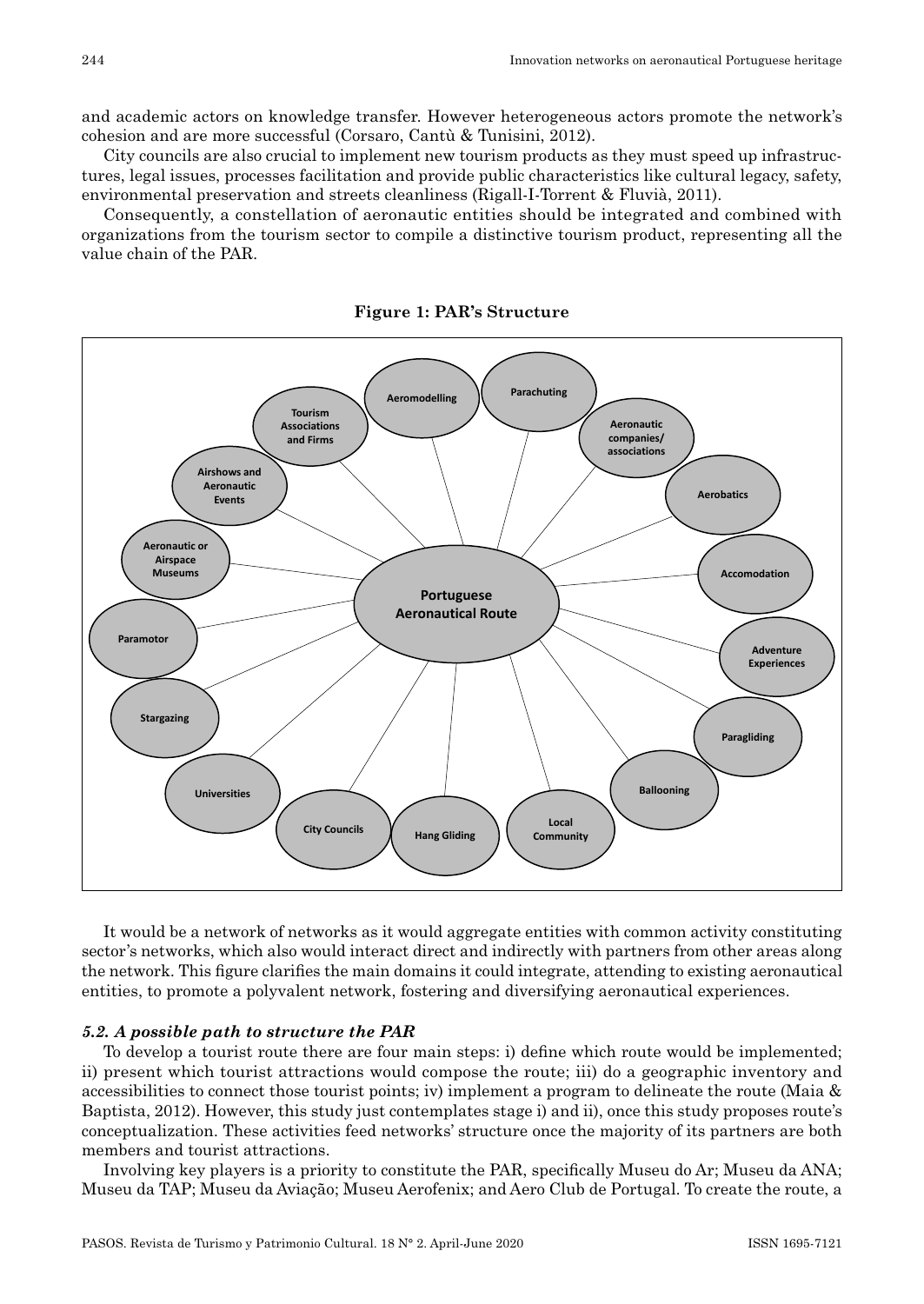and academic actors on knowledge transfer. However heterogeneous actors promote the network's cohesion and are more successful (Corsaro, Cantù & Tunisini, 2012).

City councils are also crucial to implement new tourism products as they must speed up infrastructures, legal issues, processes facilitation and provide public characteristics like cultural legacy, safety, environmental preservation and streets cleanliness (Rigall-I-Torrent & Fluvià, 2011).

Consequently, a constellation of aeronautic entities should be integrated and combined with organizations from the tourism sector to compile a distinctive tourism product, representing all the value chain of the PAR.

**Figure 1: PAR's Structure**

It would be a network of networks as it would aggregate entities with common activity constituting sector's networks, which also would interact direct and indirectly with partners from other areas along the network. This figure clarifies the main domains it could integrate, attending to existing aeronautical entities, to promote a polyvalent network, fostering and diversifying aeronautical experiences.

### *5.2. A possible path to structure the PAR*

To develop a tourist route there are four main steps: i) define which route would be implemented; ii) present which tourist attractions would compose the route; iii) do a geographic inventory and accessibilities to connect those tourist points; iv) implement a program to delineate the route (Maia & Baptista, 2012). However, this study just contemplates stage i) and ii), once this study proposes route's conceptualization. These activities feed networks' structure once the majority of its partners are both members and tourist attractions.

Involving key players is a priority to constitute the PAR, specifically Museu do Ar; Museu da ANA; Museu da TAP; Museu da Aviação; Museu Aerofenix; and Aero Club de Portugal. To create the route, a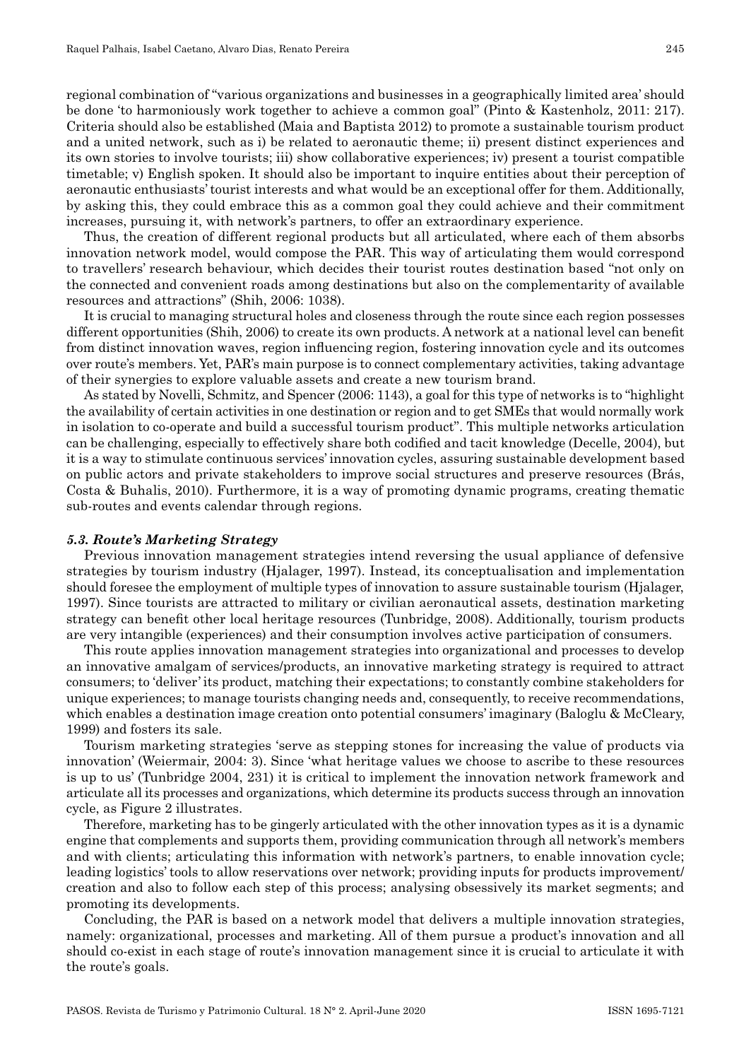regional combination of "various organizations and businesses in a geographically limited area' should be done 'to harmoniously work together to achieve a common goal" (Pinto & Kastenholz, 2011: 217). Criteria should also be established (Maia and Baptista 2012) to promote a sustainable tourism product and a united network, such as i) be related to aeronautic theme; ii) present distinct experiences and its own stories to involve tourists; iii) show collaborative experiences; iv) present a tourist compatible timetable; v) English spoken. It should also be important to inquire entities about their perception of aeronautic enthusiasts' tourist interests and what would be an exceptional offer for them. Additionally, by asking this, they could embrace this as a common goal they could achieve and their commitment increases, pursuing it, with network's partners, to offer an extraordinary experience.

Thus, the creation of different regional products but all articulated, where each of them absorbs innovation network model, would compose the PAR. This way of articulating them would correspond to travellers' research behaviour, which decides their tourist routes destination based "not only on the connected and convenient roads among destinations but also on the complementarity of available resources and attractions" (Shih, 2006: 1038).

It is crucial to managing structural holes and closeness through the route since each region possesses different opportunities (Shih, 2006) to create its own products. A network at a national level can benefit from distinct innovation waves, region influencing region, fostering innovation cycle and its outcomes over route's members. Yet, PAR's main purpose is to connect complementary activities, taking advantage of their synergies to explore valuable assets and create a new tourism brand.

As stated by Novelli, Schmitz, and Spencer (2006: 1143), a goal for this type of networks is to "highlight the availability of certain activities in one destination or region and to get SMEs that would normally work in isolation to co-operate and build a successful tourism product". This multiple networks articulation can be challenging, especially to effectively share both codified and tacit knowledge (Decelle, 2004), but it is a way to stimulate continuous services' innovation cycles, assuring sustainable development based on public actors and private stakeholders to improve social structures and preserve resources (Brás, Costa & Buhalis, 2010). Furthermore, it is a way of promoting dynamic programs, creating thematic sub-routes and events calendar through regions.

### *5.3. Route's Marketing Strategy*

Previous innovation management strategies intend reversing the usual appliance of defensive strategies by tourism industry (Hjalager, 1997). Instead, its conceptualisation and implementation should foresee the employment of multiple types of innovation to assure sustainable tourism (Hjalager, 1997). Since tourists are attracted to military or civilian aeronautical assets, destination marketing strategy can benefit other local heritage resources (Tunbridge, 2008). Additionally, tourism products are very intangible (experiences) and their consumption involves active participation of consumers.

This route applies innovation management strategies into organizational and processes to develop an innovative amalgam of services/products, an innovative marketing strategy is required to attract consumers; to 'deliver' its product, matching their expectations; to constantly combine stakeholders for unique experiences; to manage tourists changing needs and, consequently, to receive recommendations, which enables a destination image creation onto potential consumers' imaginary (Baloglu & McCleary, 1999) and fosters its sale.

Tourism marketing strategies 'serve as stepping stones for increasing the value of products via innovation' (Weiermair, 2004: 3). Since 'what heritage values we choose to ascribe to these resources is up to us' (Tunbridge 2004, 231) it is critical to implement the innovation network framework and articulate all its processes and organizations, which determine its products success through an innovation cycle, as Figure 2 illustrates.

Therefore, marketing has to be gingerly articulated with the other innovation types as it is a dynamic engine that complements and supports them, providing communication through all network's members and with clients; articulating this information with network's partners, to enable innovation cycle; leading logistics' tools to allow reservations over network; providing inputs for products improvement/ creation and also to follow each step of this process; analysing obsessively its market segments; and promoting its developments.

Concluding, the PAR is based on a network model that delivers a multiple innovation strategies, namely: organizational, processes and marketing. All of them pursue a product's innovation and all should co-exist in each stage of route's innovation management since it is crucial to articulate it with the route's goals.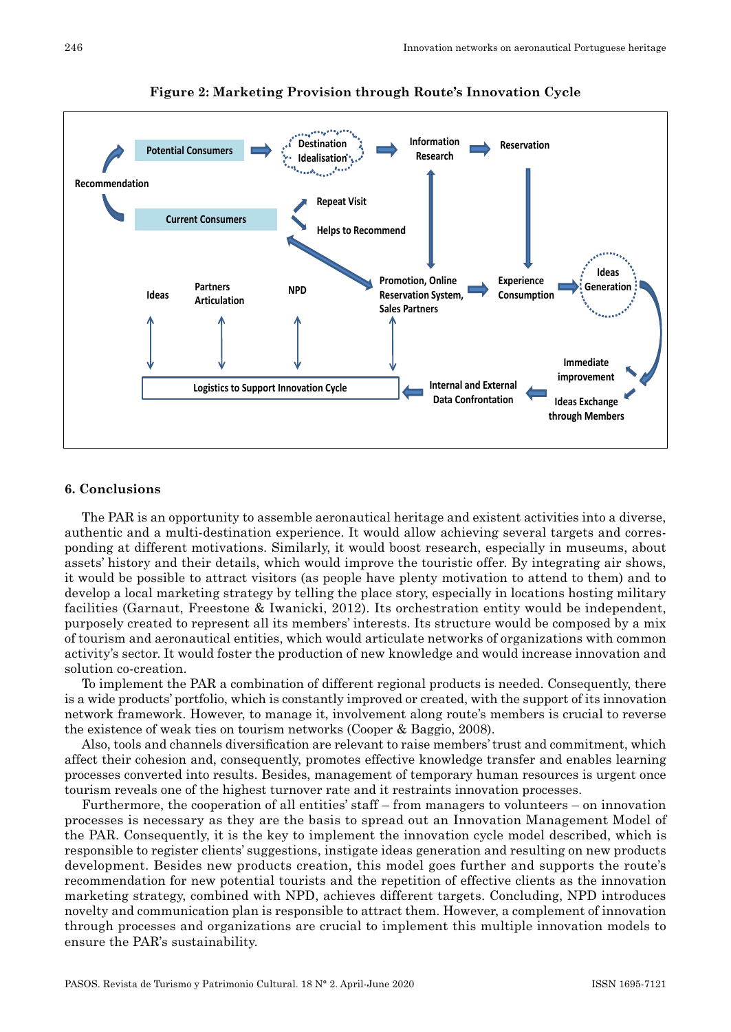**Figure 2: Marketing Provision through Route's Innovation Cycle**

## 6. Conclusions

The PAR is an opportunity to assemble aeronautical heritage and existent activities into a diverse, authentic and a multi-destination experience. It would allow achieving several targets and corresponding at different motivations. Similarly, it would boost research, especially in museums, about assets' history and their details, which would improve the touristic offer. By integrating air shows, it would be possible to attract visitors (as people have plenty motivation to attend to them) and to develop a local marketing strategy by telling the place story, especially in locations hosting military facilities (Garnaut, Freestone & Iwanicki, 2012). Its orchestration entity would be independent, purposely created to represent all its members' interests. Its structure would be composed by a mix of tourism and aeronautical entities, which would articulate networks of organizations with common activity's sector. It would foster the production of new knowledge and would increase innovation and solution co-creation.

To implement the PAR a combination of different regional products is needed. Consequently, there is a wide products' portfolio, which is constantly improved or created, with the support of its innovation network framework. However, to manage it, involvement along route's members is crucial to reverse the existence of weak ties on tourism networks (Cooper & Baggio, 2008).

Also, tools and channels diversification are relevant to raise members' trust and commitment, which affect their cohesion and, consequently, promotes effective knowledge transfer and enables learning processes converted into results. Besides, management of temporary human resources is urgent once tourism reveals one of the highest turnover rate and it restraints innovation processes.

Furthermore, the cooperation of all entities' staff – from managers to volunteers – on innovation processes is necessary as they are the basis to spread out an Innovation Management Model of the PAR. Consequently, it is the key to implement the innovation cycle model described, which is responsible to register clients' suggestions, instigate ideas generation and resulting on new products development. Besides new products creation, this model goes further and supports the route's recommendation for new potential tourists and the repetition of effective clients as the innovation marketing strategy, combined with NPD, achieves different targets. Concluding, NPD introduces novelty and communication plan is responsible to attract them. However, a complement of innovation through processes and organizations are crucial to implement this multiple innovation models to ensure the PAR's sustainability.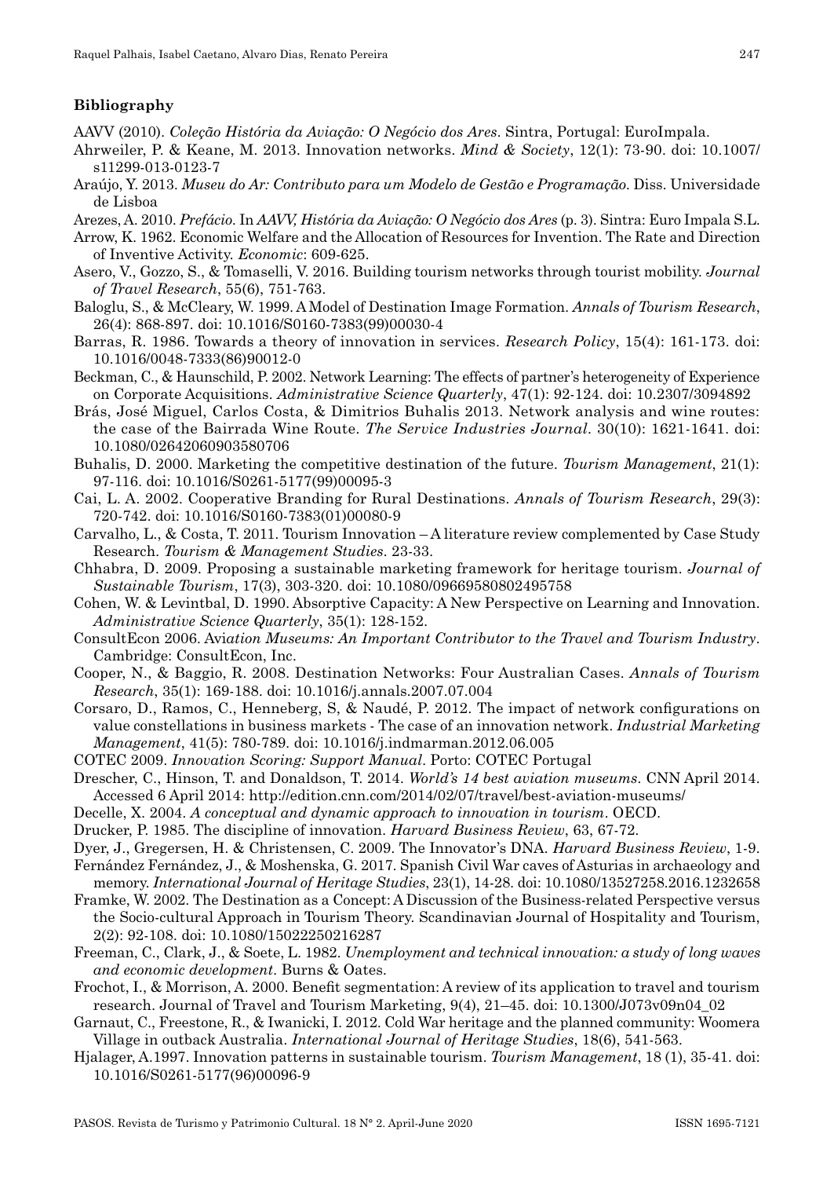**Bibliography**

AAVV (2010). *Coleção História da Aviação: O Negócio dos Ares*. Sintra, Portugal: EuroImpala.

Ahrweiler, P. & Keane, M. 2013. Innovation networks. *Mind & Society*, 12(1): 73-90. doi: 10.1007/s11299-013-0123-7

Araújo, Y. 2013. *Museu do Ar: Contributo para um Modelo de Gestão e Programação*. Diss. Universidade de Lisboa

Arezes, A. 2010. *Prefácio*. In *AAVV, História da Aviação: O Negócio dos Ares* (p. 3). Sintra: Euro Impala S.L.

Arrow, K. 1962. Economic Welfare and the Allocation of Resources for Invention. The Rate and Direction of Inventive Activity. *Economic*: 609-625.

Asero, V., Gozzo, S., & Tomaselli, V. 2016. Building tourism networks through tourist mobility. *Journal of Travel Research*, 55(6), 751-763.

Baloglu, S., & McCleary, W. 1999. A Model of Destination Image Formation. *Annals of Tourism Research*, 26(4): 868-897. doi: 10.1016/S0160-7383(99)00030-4

Barras, R. 1986. Towards a theory of innovation in services. *Research Policy*, 15(4): 161-173. doi: 10.1016/0048-7333(86)90012-0

Beckman, C., & Haunschild, P. 2002. Network Learning: The effects of partner's heterogeneity of Experience on Corporate Acquisitions. *Administrative Science Quarterly*, 47(1): 92-124. doi: 10.2307/3094892

Brás, José Miguel, Carlos Costa, & Dimitrios Buhalis 2013. Network analysis and wine routes: the case of the Bairrada Wine Route. *The Service Industries Journal*. 30(10): 1621-1641. doi: 10.1080/02642060903580706

Buhalis, D. 2000. Marketing the competitive destination of the future. *Tourism Management*, 21(1): 97-116. doi: 10.1016/S0261-5177(99)00095-3

Cai, L. A. 2002. Cooperative Branding for Rural Destinations. *Annals of Tourism Research*, 29(3): 720-742. doi: 10.1016/S0160-7383(01)00080-9

Carvalho, L., & Costa, T. 2011. Tourism Innovation – A literature review complemented by Case Study Research. *Tourism & Management Studies*. 23-33.

Chhabra, D. 2009. Proposing a sustainable marketing framework for heritage tourism. *Journal of Sustainable Tourism*, 17(3), 303-320. doi: 10.1080/09669580802495758

Cohen, W. & Levintbal, D. 1990. Absorptive Capacity: A New Perspective on Learning and Innovation. *Administrative Science Quarterly*, 35(1): 128-152.

ConsultEcon 2006. *Aviation Museums: An Important Contributor to the Travel and Tourism Industry*. Cambridge: ConsultEcon, Inc.

Cooper, N., & Baggio, R. 2008. Destination Networks: Four Australian Cases. *Annals of Tourism Research*, 35(1): 169-188. doi: 10.1016/j.annals.2007.07.004

Corsaro, D., Ramos, C., Henneberg, S, & Naudé, P. 2012. The impact of network configurations on value constellations in business markets - The case of an innovation network. *Industrial Marketing Management*, 41(5): 780-789. doi: 10.1016/j.indmarman.2012.06.005

COTEC 2009. *Innovation Scoring: Support Manual*. Porto: COTEC Portugal

Drescher, C., Hinson, T. and Donaldson, T. 2014. *World's 14 best aviation museums*. CNN April 2014. Accessed 6 April 2014: http://edition.cnn.com/2014/02/07/travel/best-aviation-museums/

Decelle, X. 2004. *A conceptual and dynamic approach to innovation in tourism*. OECD.

Drucker, P. 1985. The discipline of innovation. *Harvard Business Review*, 63, 67-72.

Dyer, J., Gregersen, H. & Christensen, C. 2009. The Innovator's DNA. *Harvard Business Review*, 1-9.

Fernández Fernández, J., & Moshenska, G. 2017. Spanish Civil War caves of Asturias in archaeology and memory. *International Journal of Heritage Studies*, 23(1), 14-28. doi: 10.1080/13527258.2016.1232658

Framke, W. 2002. The Destination as a Concept: A Discussion of the Business-related Perspective versus the Socio-cultural Approach in Tourism Theory. Scandinavian Journal of Hospitality and Tourism, 2(2): 92-108. doi: 10.1080/15022250216287

Freeman, C., Clark, J., & Soete, L. 1982. *Unemployment and technical innovation: a study of long waves and economic development*. Burns & Oates.

Frochot, I., & Morrison, A. 2000. Benefit segmentation: A review of its application to travel and tourism research. Journal of Travel and Tourism Marketing, 9(4), 21–45. doi: 10.1300/J073v09n04_02

Garnaut, C., Freestone, R., & Iwanicki, I. 2012. Cold War heritage and the planned community: Woomera Village in outback Australia. *International Journal of Heritage Studies*, 18(6), 541-563.

Hjalager, A.1997. Innovation patterns in sustainable tourism. *Tourism Management*, 18 (1), 35-41. doi: 10.1016/S0261-5177(96)00096-9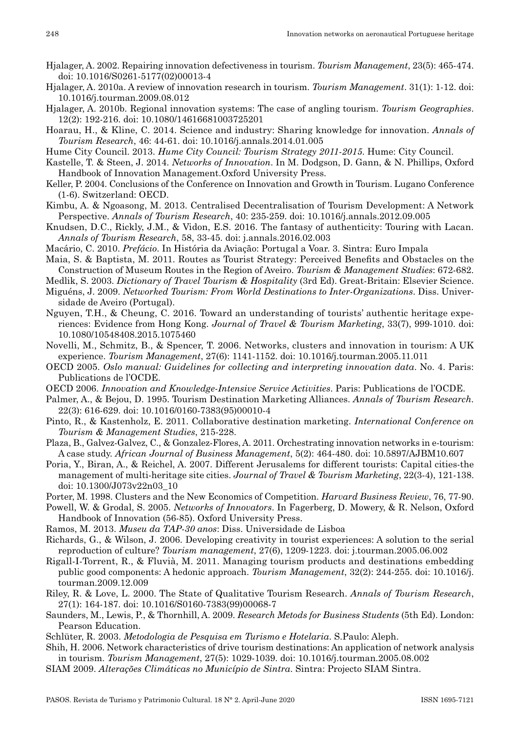Hjalager, A. 2002. Repairing innovation defectiveness in tourism. *Tourism Management*, 23(5): 465-474. doi: 10.1016/S0261-5177(02)00013-4

Hjalager, A. 2010a. A review of innovation research in tourism. *Tourism Management*. 31(1): 1-12. doi: 10.1016/j.tourman.2009.08.012

Hjalager, A. 2010b. Regional innovation systems: The case of angling tourism. *Tourism Geographies*. 12(2): 192-216. doi: 10.1080/14616681003725201

Hoarau, H., & Kline, C. 2014. Science and industry: Sharing knowledge for innovation. *Annals of Tourism Research*, 46: 44-61. doi: 10.1016/j.annals.2014.01.005

Hume City Council. 2013. *Hume City Council: Tourism Strategy 2011-2015*. Hume: City Council.

Kastelle, T. & Steen, J. 2014. *Networks of Innovation*. In M. Dodgson, D. Gann, & N. Phillips, Oxford Handbook of Innovation Management.Oxford University Press.

Keller, P. 2004. Conclusions of the Conference on Innovation and Growth in Tourism. Lugano Conference (1-6). Switzerland: OECD.

Kimbu, A. & Ngoasong, M. 2013. Centralised Decentralisation of Tourism Development: A Network Perspective. *Annals of Tourism Research*, 40: 235-259. doi: 10.1016/j.annals.2012.09.005

Knudsen, D.C., Rickly, J.M., & Vidon, E.S. 2016. The fantasy of authenticity: Touring with Lacan. *Annals of Tourism Research*, 58, 33-45. doi: j.annals.2016.02.003

Macário, C. 2010. *Prefácio*. In História da Aviação: Portugal a Voar. 3. Sintra: Euro Impala

Maia, S. & Baptista, M. 2011. Routes as Tourist Strategy: Perceived Benefits and Obstacles on the Construction of Museum Routes in the Region of Aveiro. *Tourism & Management Studies*: 672-682.

Medlik, S. 2003. *Dictionary of Travel Tourism & Hospitality* (3rd Ed). Great-Britain: Elsevier Science.

Miguéns, J. 2009. *Networked Tourism: From World Destinations to Inter-Organizations*. Diss. Universidade de Aveiro (Portugal).

Nguyen, T.H., & Cheung, C. 2016. Toward an understanding of tourists' authentic heritage experiences: Evidence from Hong Kong. *Journal of Travel & Tourism Marketing*, 33(7), 999-1010. doi: 10.1080/10548408.2015.1075460

Novelli, M., Schmitz, B., & Spencer, T. 2006. Networks, clusters and innovation in tourism: A UK experience. *Tourism Management*, 27(6): 1141-1152. doi: 10.1016/j.tourman.2005.11.011

OECD 2005. *Oslo manual: Guidelines for collecting and interpreting innovation data*. No. 4. Paris: Publications de l'OCDE.

OECD 2006. *Innovation and Knowledge-Intensive Service Activities*. Paris: Publications de l'OCDE.

Palmer, A., & Bejou, D. 1995. Tourism Destination Marketing Alliances. *Annals of Tourism Research*. 22(3): 616-629. doi: 10.1016/0160-7383(95)00010-4

Pinto, R., & Kastenholz, E. 2011. Collaborative destination marketing. *International Conference on Tourism & Management Studies*, 215-228.

Plaza, B., Galvez-Galvez, C., & Gonzalez-Flores, A. 2011. Orchestrating innovation networks in e-tourism: A case study. *African Journal of Business Management*, 5(2): 464-480. doi: 10.5897/AJBM10.607

Poria, Y., Biran, A., & Reichel, A. 2007. Different Jerusalems for different tourists: Capital cities-the management of multi-heritage site cities. *Journal of Travel & Tourism Marketing*, 22(3-4), 121-138. doi: 10.1300/J073v22n03_10

Porter, M. 1998. Clusters and the New Economics of Competition. *Harvard Business Review*, 76, 77-90.

Powell, W. & Grodal, S. 2005. *Networks of Innovators*. In Fagerberg, D. Mowery, & R. Nelson, Oxford Handbook of Innovation (56-85). Oxford University Press.

Ramos, M. 2013. *Museu da TAP-30 anos*: Diss. Universidade de Lisboa

Richards, G., & Wilson, J. 2006. Developing creativity in tourist experiences: A solution to the serial reproduction of culture? *Tourism management*, 27(6), 1209-1223. doi: j.tourman.2005.06.002

Rigall-I-Torrent, R., & Fluvià, M. 2011. Managing tourism products and destinations embedding public good components: A hedonic approach. *Tourism Management*, 32(2): 244-255. doi: 10.1016/j.tourman.2009.12.009

Riley, R. & Love, L. 2000. The State of Qualitative Tourism Research. *Annals of Tourism Research*, 27(1): 164-187. doi: 10.1016/S0160-7383(99)00068-7

Saunders, M., Lewis, P., & Thornhill, A. 2009. *Research Metods for Business Students* (5th Ed). London: Pearson Education.

Schlüter, R. 2003. *Metodologia de Pesquisa em Turismo e Hotelaria*. S.Paulo: Aleph.

Shih, H. 2006. Network characteristics of drive tourism destinations: An application of network analysis in tourism. *Tourism Management*, 27(5): 1029-1039. doi: 10.1016/j.tourman.2005.08.002

SIAM 2009. *Alterações Climáticas no Município de Sintra*. Sintra: Projecto SIAM Sintra.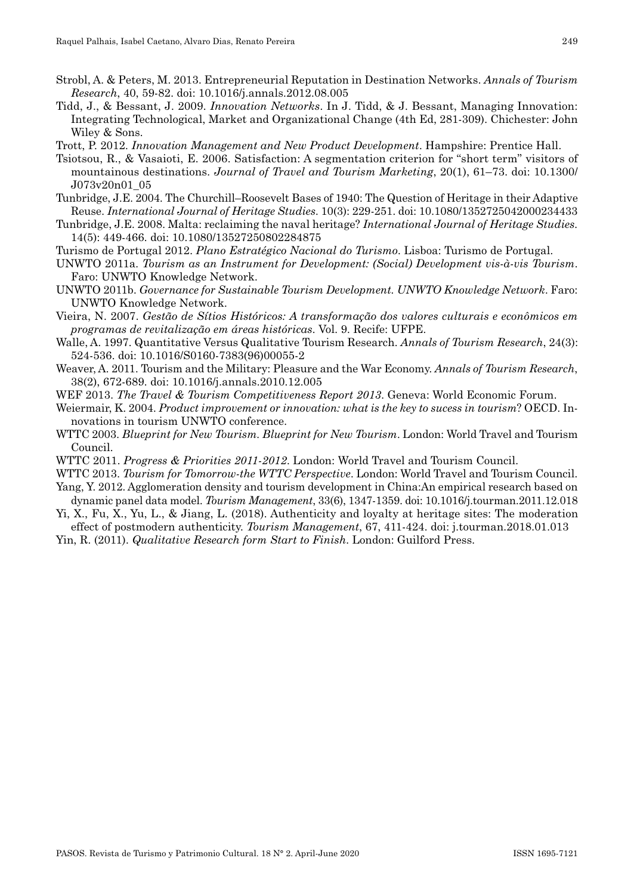Strobl, A. & Peters, M. 2013. Entrepreneurial Reputation in Destination Networks. *Annals of Tourism Research*, 40, 59-82. doi: 10.1016/j.annals.2012.08.005

Tidd, J., & Bessant, J. 2009. *Innovation Networks*. In J. Tidd, & J. Bessant, Managing Innovation: Integrating Technological, Market and Organizational Change (4th Ed, 281-309). Chichester: John Wiley & Sons.

Trott, P. 2012. *Innovation Management and New Product Development*. Hampshire: Prentice Hall.

Tsiotsou, R., & Vasaioti, E. 2006. Satisfaction: A segmentation criterion for "short term" visitors of mountainous destinations. *Journal of Travel and Tourism Marketing*, 20(1), 61–73. doi: 10.1300/J073v20n01_05

Tunbridge, J.E. 2004. The Churchill–Roosevelt Bases of 1940: The Question of Heritage in their Adaptive Reuse. *International Journal of Heritage Studies*. 10(3): 229-251. doi: 10.1080/1352725042000234433

Tunbridge, J.E. 2008. Malta: reclaiming the naval heritage? *International Journal of Heritage Studies*. 14(5): 449-466. doi: 10.1080/13527250802284875

Turismo de Portugal 2012. *Plano Estratégico Nacional do Turismo*. Lisboa: Turismo de Portugal.

UNWTO 2011a. *Tourism as an Instrument for Development: (Social) Development vis-à-vis Tourism*. Faro: UNWTO Knowledge Network.

UNWTO 2011b. *Governance for Sustainable Tourism Development. UNWTO Knowledge Network*. Faro: UNWTO Knowledge Network.

Vieira, N. 2007. *Gestão de Sítios Históricos: A transformação dos valores culturais e econômicos em programas de revitalização em áreas históricas*. Vol. 9. Recife: UFPE.

Walle, A. 1997. Quantitative Versus Qualitative Tourism Research. *Annals of Tourism Research*, 24(3): 524-536. doi: 10.1016/S0160-7383(96)00055-2

Weaver, A. 2011. Tourism and the Military: Pleasure and the War Economy. *Annals of Tourism Research*, 38(2), 672-689. doi: 10.1016/j.annals.2010.12.005

WEF 2013. *The Travel & Tourism Competitiveness Report 2013*. Geneva: World Economic Forum.

Weiermair, K. 2004. *Product improvement or innovation: what is the key to sucess in tourism*? OECD. Innovations in tourism UNWTO conference.

WTTC 2003. *Blueprint for New Tourism. Blueprint for New Tourism*. London: World Travel and Tourism Council.

WTTC 2011. *Progress & Priorities 2011-2012*. London: World Travel and Tourism Council.

WTTC 2013. *Tourism for Tomorrow-the WTTC Perspective*. London: World Travel and Tourism Council.

Yang, Y. 2012. Agglomeration density and tourism development in China:An empirical research based on dynamic panel data model. *Tourism Management*, 33(6), 1347-1359. doi: 10.1016/j.tourman.2011.12.018

Yi, X., Fu, X., Yu, L., & Jiang, L. (2018). Authenticity and loyalty at heritage sites: The moderation effect of postmodern authenticity. *Tourism Management*, 67, 411-424. doi: j.tourman.2018.01.013

Yin, R. (2011). *Qualitative Research form Start to Finish*. London: Guilford Press.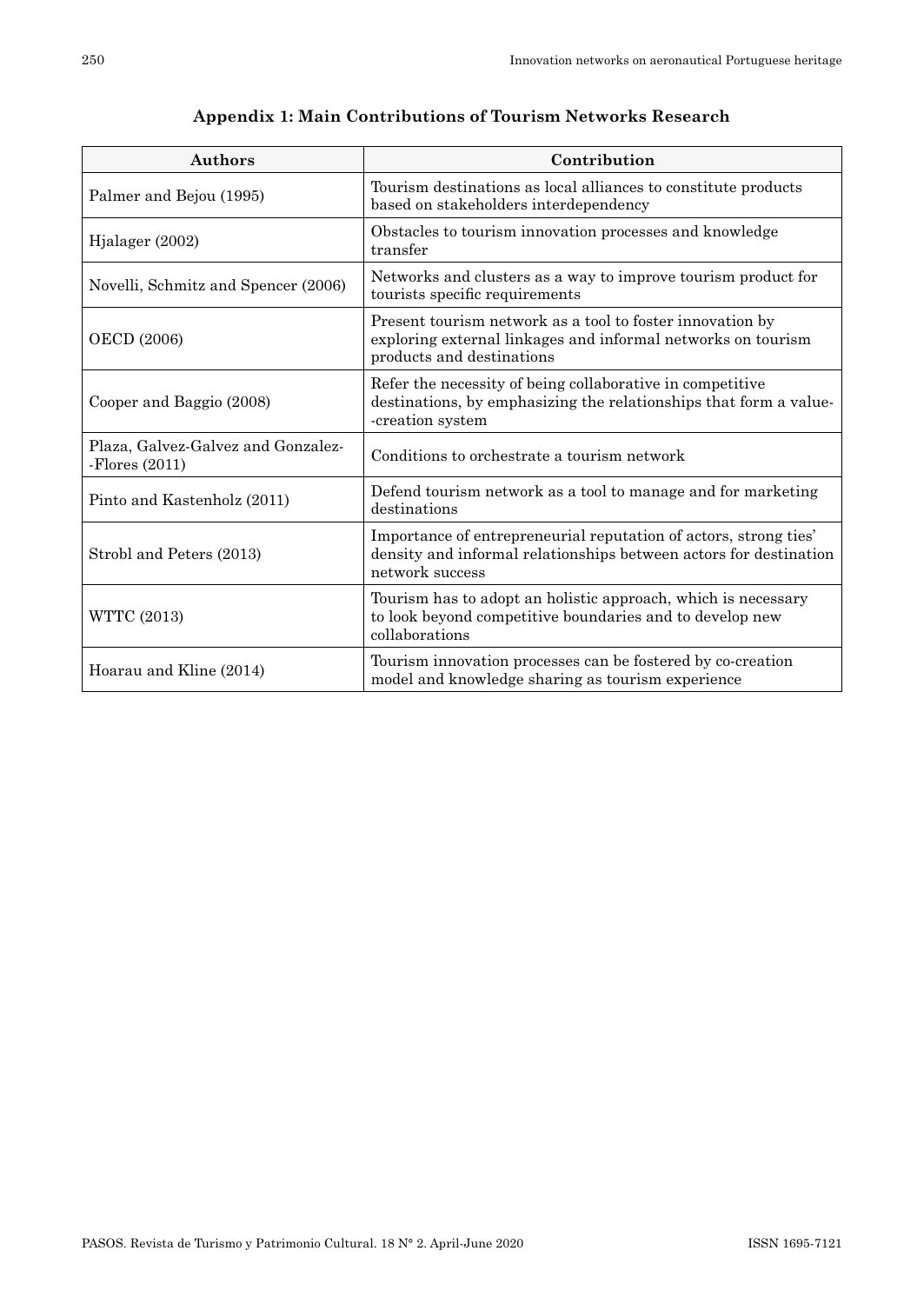## Appendix 1: Main Contributions of Tourism Networks Research

| Authors | Contribution |
|---|---|
| Palmer and Bejou (1995) | Tourism destinations as local alliances to constitute products based on stakeholders interdependency |
| Hjalager (2002) | Obstacles to tourism innovation processes and knowledge transfer |
| Novelli, Schmitz and Spencer (2006) | Networks and clusters as a way to improve tourism product for tourists specific requirements |
| OECD (2006) | Present tourism network as a tool to foster innovation by exploring external linkages and informal networks on tourism products and destinations |
| Cooper and Baggio (2008) | Refer the necessity of being collaborative in competitive destinations, by emphasizing the relationships that form a value-creation system |
| Plaza, Galvez-Galvez and Gonzalez-Flores (2011) | Conditions to orchestrate a tourism network |
| Pinto and Kastenholz (2011) | Defend tourism network as a tool to manage and for marketing destinations |
| Strobl and Peters (2013) | Importance of entrepreneurial reputation of actors, strong ties' density and informal relationships between actors for destination network success |
| WTTC (2013) | Tourism has to adopt an holistic approach, which is necessary to look beyond competitive boundaries and to develop new collaborations |
| Hoarau and Kline (2014) | Tourism innovation processes can be fostered by co-creation model and knowledge sharing as tourism experience |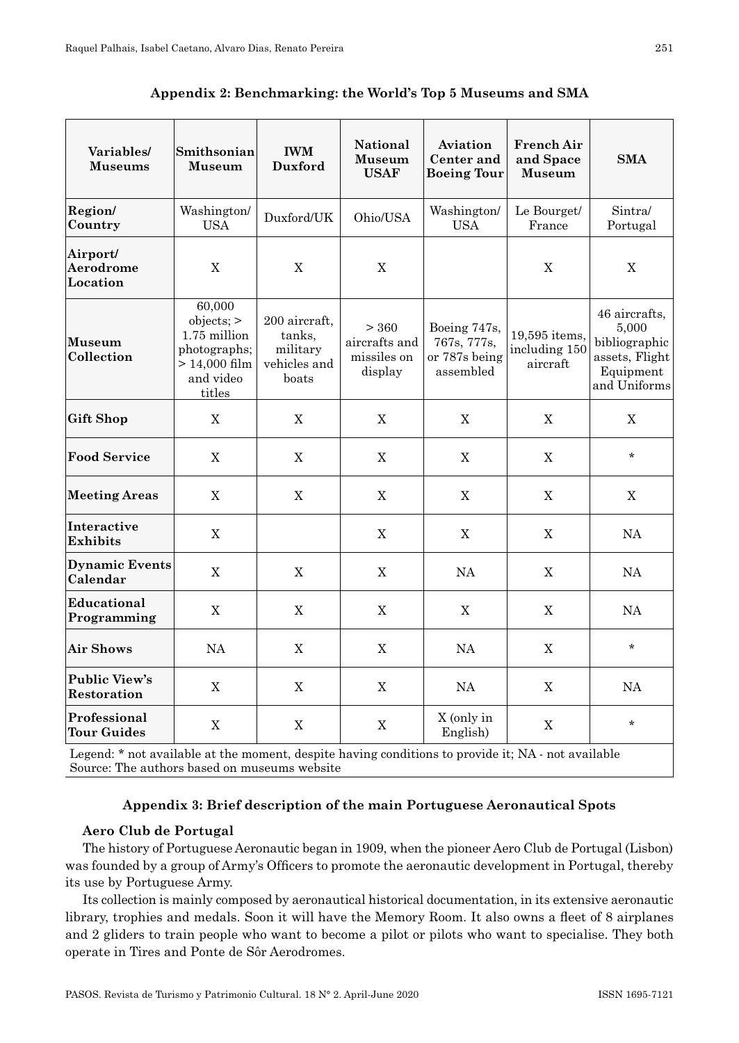### Appendix 2: Benchmarking: the World's Top 5 Museums and SMA

| Variables/ Museums | Smithsonian Museum | IWM Duxford | National Museum USAF | Aviation Center and Boeing Tour | French Air and Space Museum | SMA |
|---|---|---|---|---|---|---|
| **Region/ Country** | Washington/ USA | Duxford/UK | Ohio/USA | Washington/ USA | Le Bourget/ France | Sintra/ Portugal |
| **Airport/ Aerodrome Location** | X | X | X | | X | X |
| **Museum Collection** | 60,000 objects; > 1.75 million photographs; > 14,000 film and video titles | 200 aircraft, tanks, military vehicles and boats | > 360 aircrafts and missiles on display | Boeing 747s, 767s, 777s, or 787s being assembled | 19,595 items, including 150 aircraft | 46 aircrafts, 5,000 bibliographic assets, Flight Equipment and Uniforms |
| **Gift Shop** | X | X | X | X | X | X |
| **Food Service** | X | X | X | X | X | * |
| **Meeting Areas** | X | X | X | X | X | X |
| **Interactive Exhibits** | X | | X | X | X | NA |
| **Dynamic Events Calendar** | X | X | X | NA | X | NA |
| **Educational Programming** | X | X | X | X | X | NA |
| **Air Shows** | NA | X | X | NA | X | * |
| **Public View's Restoration** | X | X | X | NA | X | NA |
| **Professional Tour Guides** | X | X | X | X (only in English) | X | * |

Legend: * not available at the moment, despite having conditions to provide it; NA - not available
Source: The authors based on museums website

### Appendix 3: Brief description of the main Portuguese Aeronautical Spots

**Aero Club de Portugal**

The history of Portuguese Aeronautic began in 1909, when the pioneer Aero Club de Portugal (Lisbon) was founded by a group of Army's Officers to promote the aeronautic development in Portugal, thereby its use by Portuguese Army.

Its collection is mainly composed by aeronautical historical documentation, in its extensive aeronautic library, trophies and medals. Soon it will have the Memory Room. It also owns a fleet of 8 airplanes and 2 gliders to train people who want to become a pilot or pilots who want to specialise. They both operate in Tires and Ponte de Sôr Aerodromes.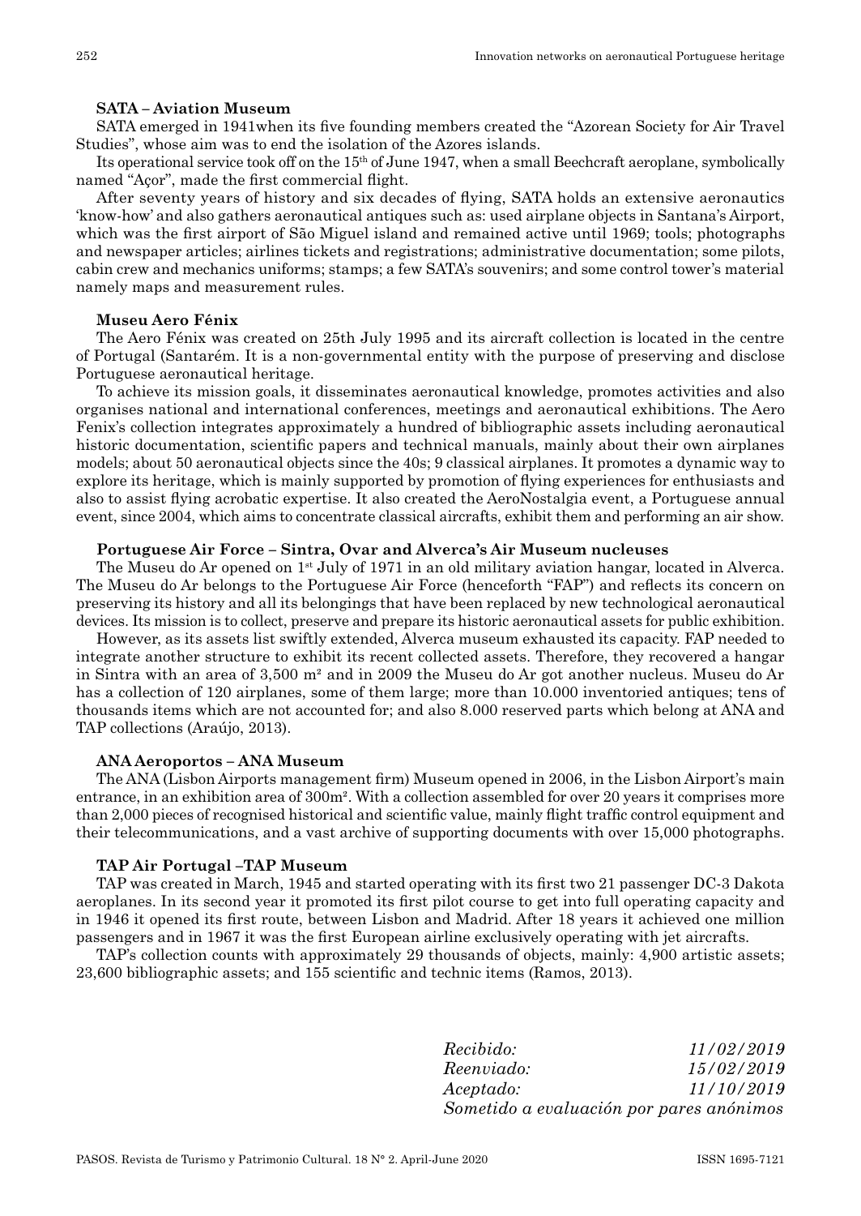**SATA – Aviation Museum**

SATA emerged in 1941when its five founding members created the "Azorean Society for Air Travel Studies", whose aim was to end the isolation of the Azores islands.

Its operational service took off on the 15th of June 1947, when a small Beechcraft aeroplane, symbolically named "Açor", made the first commercial flight.

After seventy years of history and six decades of flying, SATA holds an extensive aeronautics 'know-how' and also gathers aeronautical antiques such as: used airplane objects in Santana's Airport, which was the first airport of São Miguel island and remained active until 1969; tools; photographs and newspaper articles; airlines tickets and registrations; administrative documentation; some pilots, cabin crew and mechanics uniforms; stamps; a few SATA's souvenirs; and some control tower's material namely maps and measurement rules.

**Museu Aero Fénix**

The Aero Fénix was created on 25th July 1995 and its aircraft collection is located in the centre of Portugal (Santarém. It is a non-governmental entity with the purpose of preserving and disclose Portuguese aeronautical heritage.

To achieve its mission goals, it disseminates aeronautical knowledge, promotes activities and also organises national and international conferences, meetings and aeronautical exhibitions. The Aero Fenix's collection integrates approximately a hundred of bibliographic assets including aeronautical historic documentation, scientific papers and technical manuals, mainly about their own airplanes models; about 50 aeronautical objects since the 40s; 9 classical airplanes. It promotes a dynamic way to explore its heritage, which is mainly supported by promotion of flying experiences for enthusiasts and also to assist flying acrobatic expertise. It also created the AeroNostalgia event, a Portuguese annual event, since 2004, which aims to concentrate classical aircrafts, exhibit them and performing an air show.

**Portuguese Air Force – Sintra, Ovar and Alverca's Air Museum nucleuses**

The Museu do Ar opened on 1st July of 1971 in an old military aviation hangar, located in Alverca. The Museu do Ar belongs to the Portuguese Air Force (henceforth "FAP") and reflects its concern on preserving its history and all its belongings that have been replaced by new technological aeronautical devices. Its mission is to collect, preserve and prepare its historic aeronautical assets for public exhibition.

However, as its assets list swiftly extended, Alverca museum exhausted its capacity. FAP needed to integrate another structure to exhibit its recent collected assets. Therefore, they recovered a hangar in Sintra with an area of 3,500 m² and in 2009 the Museu do Ar got another nucleus. Museu do Ar has a collection of 120 airplanes, some of them large; more than 10.000 inventoried antiques; tens of thousands items which are not accounted for; and also 8.000 reserved parts which belong at ANA and TAP collections (Araújo, 2013).

**ANA Aeroportos – ANA Museum**

The ANA (Lisbon Airports management firm) Museum opened in 2006, in the Lisbon Airport's main entrance, in an exhibition area of 300m². With a collection assembled for over 20 years it comprises more than 2,000 pieces of recognised historical and scientific value, mainly flight traffic control equipment and their telecommunications, and a vast archive of supporting documents with over 15,000 photographs.

**TAP Air Portugal –TAP Museum**

TAP was created in March, 1945 and started operating with its first two 21 passenger DC-3 Dakota aeroplanes. In its second year it promoted its first pilot course to get into full operating capacity and in 1946 it opened its first route, between Lisbon and Madrid. After 18 years it achieved one million passengers and in 1967 it was the first European airline exclusively operating with jet aircrafts.

TAP's collection counts with approximately 29 thousands of objects, mainly: 4,900 artistic assets; 23,600 bibliographic assets; and 155 scientific and technic items (Ramos, 2013).

| | |
|---|---|
| *Recibido:* | *11/02/2019* |
| *Reenviado:* | *15/02/2019* |
| *Aceptado:* | *11/10/2019* |

*Sometido a evaluación por pares anónimos*